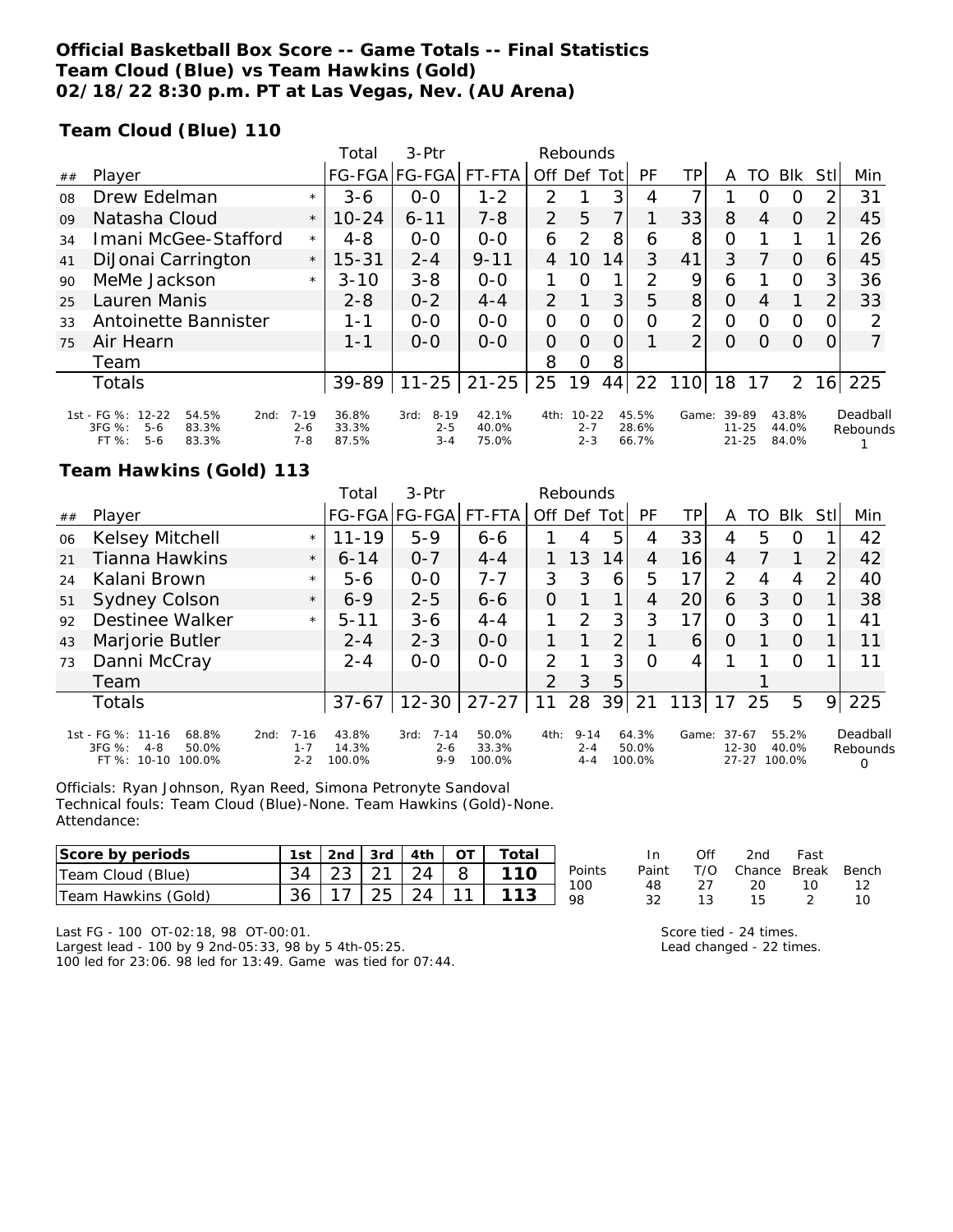**Official Basketball Box Score -- Game Totals -- Final Statistics**
**Team Cloud (Blue) vs Team Hawkins (Gold)**
**02/18/22 8:30 p.m. PT at Las Vegas, Nev. (AU Arena)**

**Team Cloud (Blue) 110**

| ## | Player | | Total FG-FGA | 3-Ptr FG-FGA | FT-FTA | Rebounds Off | Def | Tot | PF | TP | A | TO | Blk | Stl | Min |
|---|---|---|---|---|---|---|---|---|---|---|---|---|---|---|---|
| 08 | Drew Edelman | * | 3-6 | 0-0 | 1-2 | 2 | 1 | 3 | 4 | 7 | 1 | 0 | 0 | 2 | 31 |
| 09 | Natasha Cloud | * | 10-24 | 6-11 | 7-8 | 2 | 5 | 7 | 1 | 33 | 8 | 4 | 0 | 2 | 45 |
| 34 | Imani McGee-Stafford | * | 4-8 | 0-0 | 0-0 | 6 | 2 | 8 | 6 | 8 | 0 | 1 | 1 | 1 | 26 |
| 41 | DiJonai Carrington | * | 15-31 | 2-4 | 9-11 | 4 | 10 | 14 | 3 | 41 | 3 | 7 | 0 | 6 | 45 |
| 90 | MeMe Jackson | * | 3-10 | 3-8 | 0-0 | 1 | 0 | 1 | 2 | 9 | 6 | 1 | 0 | 3 | 36 |
| 25 | Lauren Manis | | 2-8 | 0-2 | 4-4 | 2 | 1 | 3 | 5 | 8 | 0 | 4 | 1 | 2 | 33 |
| 33 | Antoinette Bannister | | 1-1 | 0-0 | 0-0 | 0 | 0 | 0 | 0 | 2 | 0 | 0 | 0 | 0 | 2 |
| 75 | Air Hearn | | 1-1 | 0-0 | 0-0 | 0 | 0 | 0 | 1 | 2 | 0 | 0 | 0 | 0 | 7 |
| | Team | | | | | 8 | 0 | 8 | | | | | | | |
| | Totals | | 39-89 | 11-25 | 21-25 | 25 | 19 | 44 | 22 | 110 | 18 | 17 | 2 | 16 | 225 |

| | 1st | | 2nd | | 3rd | | 4th | | Game | | Deadball Rebounds |
|---|---|---|---|---|---|---|---|---|---|---|---|
| FG % | 12-22 | 54.5% | 7-19 | 36.8% | 8-19 | 42.1% | 10-22 | 45.5% | 39-89 | 43.8% | 1 |
| 3FG % | 5-6 | 83.3% | 2-6 | 33.3% | 2-5 | 40.0% | 2-7 | 28.6% | 11-25 | 44.0% | |
| FT % | 5-6 | 83.3% | 7-8 | 87.5% | 3-4 | 75.0% | 2-3 | 66.7% | 21-25 | 84.0% | |

**Team Hawkins (Gold) 113**

| ## | Player | | Total FG-FGA | 3-Ptr FG-FGA | FT-FTA | Rebounds Off | Def | Tot | PF | TP | A | TO | Blk | Stl | Min |
|---|---|---|---|---|---|---|---|---|---|---|---|---|---|---|---|
| 06 | Kelsey Mitchell | * | 11-19 | 5-9 | 6-6 | 1 | 4 | 5 | 4 | 33 | 4 | 5 | 0 | 1 | 42 |
| 21 | Tianna Hawkins | * | 6-14 | 0-7 | 4-4 | 1 | 13 | 14 | 4 | 16 | 4 | 7 | 1 | 2 | 42 |
| 24 | Kalani Brown | * | 5-6 | 0-0 | 7-7 | 3 | 3 | 6 | 5 | 17 | 2 | 4 | 4 | 2 | 40 |
| 51 | Sydney Colson | * | 6-9 | 2-5 | 6-6 | 0 | 1 | 1 | 4 | 20 | 6 | 3 | 0 | 1 | 38 |
| 92 | Destinee Walker | * | 5-11 | 3-6 | 4-4 | 1 | 2 | 3 | 3 | 17 | 0 | 3 | 0 | 1 | 41 |
| 43 | Marjorie Butler | | 2-4 | 2-3 | 0-0 | 1 | 1 | 2 | 1 | 6 | 0 | 1 | 0 | 1 | 11 |
| 73 | Danni McCray | | 2-4 | 0-0 | 0-0 | 2 | 1 | 3 | 0 | 4 | 1 | 1 | 0 | 1 | 11 |
| | Team | | | | | 2 | 3 | 5 | | | | 1 | | | |
| | Totals | | 37-67 | 12-30 | 27-27 | 11 | 28 | 39 | 21 | 113 | 17 | 25 | 5 | 9 | 225 |

| | 1st | | 2nd | | 3rd | | 4th | | Game | | Deadball Rebounds |
|---|---|---|---|---|---|---|---|---|---|---|---|
| FG % | 11-16 | 68.8% | 7-16 | 43.8% | 7-14 | 50.0% | 9-14 | 64.3% | 37-67 | 55.2% | 0 |
| 3FG % | 4-8 | 50.0% | 1-7 | 14.3% | 2-6 | 33.3% | 2-4 | 50.0% | 12-30 | 40.0% | |
| FT % | 10-10 | 100.0% | 2-2 | 100.0% | 9-9 | 100.0% | 4-4 | 100.0% | 27-27 | 100.0% | |

Officials: Ryan Johnson, Ryan Reed, Simona Petronyte Sandoval
Technical fouls: Team Cloud (Blue)-None. Team Hawkins (Gold)-None.
Attendance:

| Score by periods | 1st | 2nd | 3rd | 4th | OT | Total |
|---|---|---|---|---|---|---|
| Team Cloud (Blue) | 34 | 23 | 21 | 24 | 8 | 110 |
| Team Hawkins (Gold) | 36 | 17 | 25 | 24 | 11 | 113 |

| Points | In Paint | Off T/O | 2nd Chance | Fast Break | Bench |
|---|---|---|---|---|---|
| 100 | 48 | 27 | 20 | 10 | 12 |
| 98 | 32 | 13 | 15 | 2 | 10 |

Last FG - 100 OT-02:18, 98 OT-00:01.
Largest lead - 100 by 9 2nd-05:33, 98 by 5 4th-05:25.
100 led for 23:06. 98 led for 13:49. Game was tied for 07:44.

Score tied - 24 times.
Lead changed - 22 times.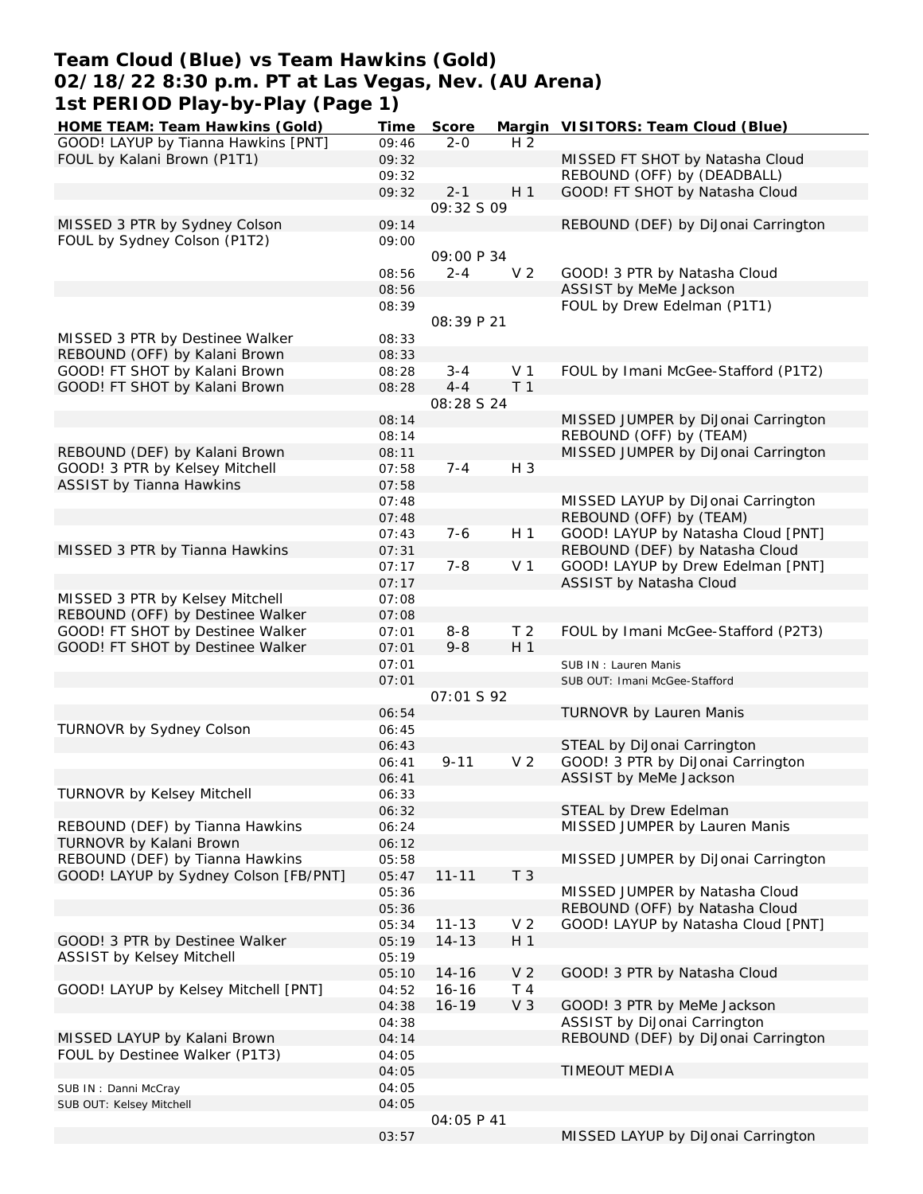# Team Cloud (Blue) vs Team Hawkins (Gold)
## 02/18/22 8:30 p.m. PT at Las Vegas, Nev. (AU Arena)
## 1st PERIOD Play-by-Play (Page 1)

| HOME TEAM: Team Hawkins (Gold) | Time | Score | Margin | VISITORS: Team Cloud (Blue) |
|---|---|---|---|---|
| GOOD! LAYUP by Tianna Hawkins [PNT] | 09:46 | 2-0 | H 2 | |
| FOUL by Kalani Brown (P1T1) | 09:32 | | | MISSED FT SHOT by Natasha Cloud |
| | 09:32 | | | REBOUND (OFF) by (DEADBALL) |
| | 09:32 | 2-1 | H 1 | GOOD! FT SHOT by Natasha Cloud |
| | | 09:32 S 09 | | |
| MISSED 3 PTR by Sydney Colson | 09:14 | | | REBOUND (DEF) by DiJonai Carrington |
| FOUL by Sydney Colson (P1T2) | 09:00 | | | |
| | | 09:00 P 34 | | |
| | 08:56 | 2-4 | V 2 | GOOD! 3 PTR by Natasha Cloud |
| | 08:56 | | | ASSIST by MeMe Jackson |
| | 08:39 | | | FOUL by Drew Edelman (P1T1) |
| | | 08:39 P 21 | | |
| MISSED 3 PTR by Destinee Walker | 08:33 | | | |
| REBOUND (OFF) by Kalani Brown | 08:33 | | | |
| GOOD! FT SHOT by Kalani Brown | 08:28 | 3-4 | V 1 | FOUL by Imani McGee-Stafford (P1T2) |
| GOOD! FT SHOT by Kalani Brown | 08:28 | 4-4 | T 1 | |
| | | 08:28 S 24 | | |
| | 08:14 | | | MISSED JUMPER by DiJonai Carrington |
| | 08:14 | | | REBOUND (OFF) by (TEAM) |
| REBOUND (DEF) by Kalani Brown | 08:11 | | | MISSED JUMPER by DiJonai Carrington |
| GOOD! 3 PTR by Kelsey Mitchell | 07:58 | 7-4 | H 3 | |
| ASSIST by Tianna Hawkins | 07:58 | | | |
| | 07:48 | | | MISSED LAYUP by DiJonai Carrington |
| | 07:48 | | | REBOUND (OFF) by (TEAM) |
| | 07:43 | 7-6 | H 1 | GOOD! LAYUP by Natasha Cloud [PNT] |
| MISSED 3 PTR by Tianna Hawkins | 07:31 | | | REBOUND (DEF) by Natasha Cloud |
| | 07:17 | 7-8 | V 1 | GOOD! LAYUP by Drew Edelman [PNT] |
| | 07:17 | | | ASSIST by Natasha Cloud |
| MISSED 3 PTR by Kelsey Mitchell | 07:08 | | | |
| REBOUND (OFF) by Destinee Walker | 07:08 | | | |
| GOOD! FT SHOT by Destinee Walker | 07:01 | 8-8 | T 2 | FOUL by Imani McGee-Stafford (P2T3) |
| GOOD! FT SHOT by Destinee Walker | 07:01 | 9-8 | H 1 | |
| | 07:01 | | | SUB IN : Lauren Manis |
| | 07:01 | | | SUB OUT: Imani McGee-Stafford |
| | | 07:01 S 92 | | |
| | 06:54 | | | TURNOVR by Lauren Manis |
| TURNOVR by Sydney Colson | 06:45 | | | |
| | 06:43 | | | STEAL by DiJonai Carrington |
| | 06:41 | 9-11 | V 2 | GOOD! 3 PTR by DiJonai Carrington |
| | 06:41 | | | ASSIST by MeMe Jackson |
| TURNOVR by Kelsey Mitchell | 06:33 | | | |
| | 06:32 | | | STEAL by Drew Edelman |
| REBOUND (DEF) by Tianna Hawkins | 06:24 | | | MISSED JUMPER by Lauren Manis |
| TURNOVR by Kalani Brown | 06:12 | | | |
| REBOUND (DEF) by Tianna Hawkins | 05:58 | | | MISSED JUMPER by DiJonai Carrington |
| GOOD! LAYUP by Sydney Colson [FB/PNT] | 05:47 | 11-11 | T 3 | |
| | 05:36 | | | MISSED JUMPER by Natasha Cloud |
| | 05:36 | | | REBOUND (OFF) by Natasha Cloud |
| | 05:34 | 11-13 | V 2 | GOOD! LAYUP by Natasha Cloud [PNT] |
| GOOD! 3 PTR by Destinee Walker | 05:19 | 14-13 | H 1 | |
| ASSIST by Kelsey Mitchell | 05:19 | | | |
| | 05:10 | 14-16 | V 2 | GOOD! 3 PTR by Natasha Cloud |
| GOOD! LAYUP by Kelsey Mitchell [PNT] | 04:52 | 16-16 | T 4 | |
| | 04:38 | 16-19 | V 3 | GOOD! 3 PTR by MeMe Jackson |
| | 04:38 | | | ASSIST by DiJonai Carrington |
| MISSED LAYUP by Kalani Brown | 04:14 | | | REBOUND (DEF) by DiJonai Carrington |
| FOUL by Destinee Walker (P1T3) | 04:05 | | | |
| | 04:05 | | | TIMEOUT MEDIA |
| SUB IN : Danni McCray | 04:05 | | | |
| SUB OUT: Kelsey Mitchell | 04:05 | | | |
| | | 04:05 P 41 | | |
| | 03:57 | | | MISSED LAYUP by DiJonai Carrington |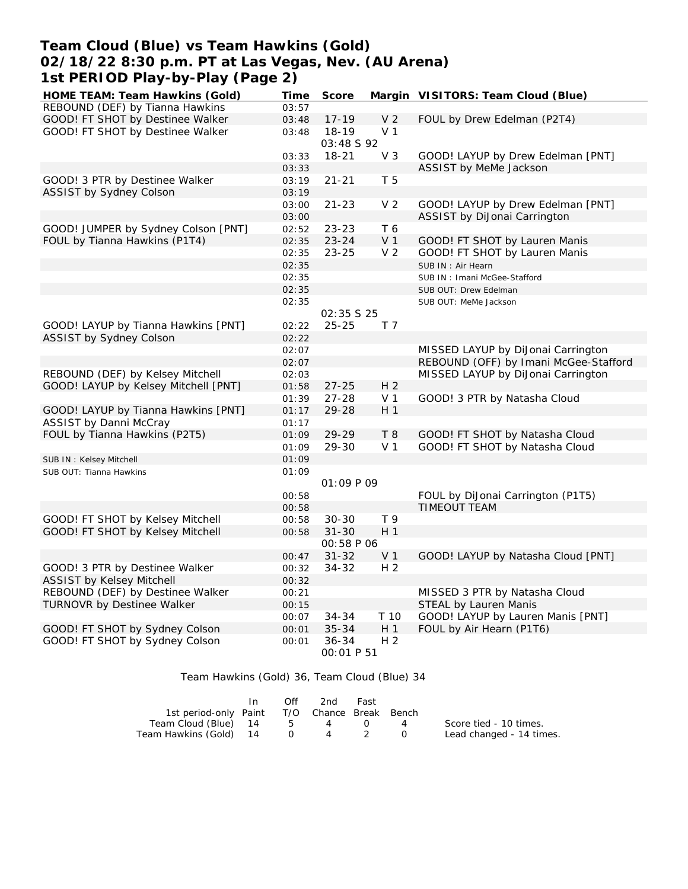# Team Cloud (Blue) vs Team Hawkins (Gold)
## 02/18/22 8:30 p.m. PT at Las Vegas, Nev. (AU Arena)
## 1st PERIOD Play-by-Play (Page 2)

| HOME TEAM: Team Hawkins (Gold) | Time | Score | Margin | VISITORS: Team Cloud (Blue) |
|---|---|---|---|---|
| REBOUND (DEF) by Tianna Hawkins | 03:57 | | | |
| GOOD! FT SHOT by Destinee Walker | 03:48 | 17-19 | V 2 | FOUL by Drew Edelman (P2T4) |
| GOOD! FT SHOT by Destinee Walker | 03:48 | 18-19 | V 1 | |
| | | 03:48 S 92 | | |
| | 03:33 | 18-21 | V 3 | GOOD! LAYUP by Drew Edelman [PNT] |
| | 03:33 | | | ASSIST by MeMe Jackson |
| GOOD! 3 PTR by Destinee Walker | 03:19 | 21-21 | T 5 | |
| ASSIST by Sydney Colson | 03:19 | | | |
| | 03:00 | 21-23 | V 2 | GOOD! LAYUP by Drew Edelman [PNT] |
| | 03:00 | | | ASSIST by DiJonai Carrington |
| GOOD! JUMPER by Sydney Colson [PNT] | 02:52 | 23-23 | T 6 | |
| FOUL by Tianna Hawkins (P1T4) | 02:35 | 23-24 | V 1 | GOOD! FT SHOT by Lauren Manis |
| | 02:35 | 23-25 | V 2 | GOOD! FT SHOT by Lauren Manis |
| | 02:35 | | | SUB IN : Air Hearn |
| | 02:35 | | | SUB IN : Imani McGee-Stafford |
| | 02:35 | | | SUB OUT: Drew Edelman |
| | 02:35 | | | SUB OUT: MeMe Jackson |
| | | 02:35 S 25 | | |
| GOOD! LAYUP by Tianna Hawkins [PNT] | 02:22 | 25-25 | T 7 | |
| ASSIST by Sydney Colson | 02:22 | | | |
| | 02:07 | | | MISSED LAYUP by DiJonai Carrington |
| | 02:07 | | | REBOUND (OFF) by Imani McGee-Stafford |
| REBOUND (DEF) by Kelsey Mitchell | 02:03 | | | MISSED LAYUP by DiJonai Carrington |
| GOOD! LAYUP by Kelsey Mitchell [PNT] | 01:58 | 27-25 | H 2 | |
| | 01:39 | 27-28 | V 1 | GOOD! 3 PTR by Natasha Cloud |
| GOOD! LAYUP by Tianna Hawkins [PNT] | 01:17 | 29-28 | H 1 | |
| ASSIST by Danni McCray | 01:17 | | | |
| FOUL by Tianna Hawkins (P2T5) | 01:09 | 29-29 | T 8 | GOOD! FT SHOT by Natasha Cloud |
| | 01:09 | 29-30 | V 1 | GOOD! FT SHOT by Natasha Cloud |
| SUB IN : Kelsey Mitchell | 01:09 | | | |
| SUB OUT: Tianna Hawkins | 01:09 | | | |
| | | 01:09 P 09 | | |
| | 00:58 | | | FOUL by DiJonai Carrington (P1T5) |
| | 00:58 | | | TIMEOUT TEAM |
| GOOD! FT SHOT by Kelsey Mitchell | 00:58 | 30-30 | T 9 | |
| GOOD! FT SHOT by Kelsey Mitchell | 00:58 | 31-30 | H 1 | |
| | | 00:58 P 06 | | |
| | 00:47 | 31-32 | V 1 | GOOD! LAYUP by Natasha Cloud [PNT] |
| GOOD! 3 PTR by Destinee Walker | 00:32 | 34-32 | H 2 | |
| ASSIST by Kelsey Mitchell | 00:32 | | | |
| REBOUND (DEF) by Destinee Walker | 00:21 | | | MISSED 3 PTR by Natasha Cloud |
| TURNOVR by Destinee Walker | 00:15 | | | STEAL by Lauren Manis |
| | 00:07 | 34-34 | T 10 | GOOD! LAYUP by Lauren Manis [PNT] |
| GOOD! FT SHOT by Sydney Colson | 00:01 | 35-34 | H 1 | FOUL by Air Hearn (P1T6) |
| GOOD! FT SHOT by Sydney Colson | 00:01 | 36-34 | H 2 | |
| | | 00:01 P 51 | | |

Team Hawkins (Gold) 36, Team Cloud (Blue) 34

| 1st period-only | In Paint | Off T/O | 2nd Chance | Fast Break | Bench |
|---|---|---|---|---|---|
| Team Cloud (Blue) | 14 | 5 | 4 | 0 | 4 |
| Team Hawkins (Gold) | 14 | 0 | 4 | 2 | 0 |

Score tied - 10 times.
Lead changed - 14 times.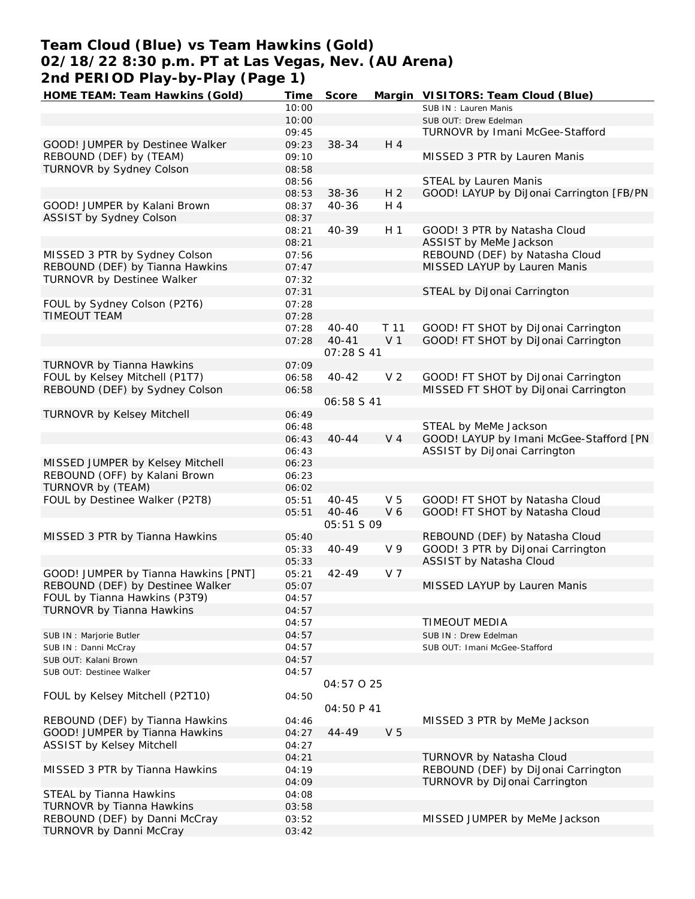# Team Cloud (Blue) vs Team Hawkins (Gold)
## 02/18/22 8:30 p.m. PT at Las Vegas, Nev. (AU Arena)
## 2nd PERIOD Play-by-Play (Page 1)

| HOME TEAM: Team Hawkins (Gold) | Time | Score | Margin | VISITORS: Team Cloud (Blue) |
|---|---|---|---|---|
| | 10:00 | | | SUB IN : Lauren Manis |
| | 10:00 | | | SUB OUT: Drew Edelman |
| | 09:45 | | | TURNOVR by Imani McGee-Stafford |
| GOOD! JUMPER by Destinee Walker | 09:23 | 38-34 | H 4 | |
| REBOUND (DEF) by (TEAM) | 09:10 | | | MISSED 3 PTR by Lauren Manis |
| TURNOVR by Sydney Colson | 08:58 | | | |
| | 08:56 | | | STEAL by Lauren Manis |
| | 08:53 | 38-36 | H 2 | GOOD! LAYUP by DiJonai Carrington [FB/PN |
| GOOD! JUMPER by Kalani Brown | 08:37 | 40-36 | H 4 | |
| ASSIST by Sydney Colson | 08:37 | | | |
| | 08:21 | 40-39 | H 1 | GOOD! 3 PTR by Natasha Cloud |
| | 08:21 | | | ASSIST by MeMe Jackson |
| MISSED 3 PTR by Sydney Colson | 07:56 | | | REBOUND (DEF) by Natasha Cloud |
| REBOUND (DEF) by Tianna Hawkins | 07:47 | | | MISSED LAYUP by Lauren Manis |
| TURNOVR by Destinee Walker | 07:32 | | | |
| | 07:31 | | | STEAL by DiJonai Carrington |
| FOUL by Sydney Colson (P2T6) | 07:28 | | | |
| TIMEOUT TEAM | 07:28 | | | |
| | 07:28 | 40-40 | T 11 | GOOD! FT SHOT by DiJonai Carrington |
| | 07:28 | 40-41 | V 1 | GOOD! FT SHOT by DiJonai Carrington |
| | | 07:28 S 41 | | |
| TURNOVR by Tianna Hawkins | 07:09 | | | |
| FOUL by Kelsey Mitchell (P1T7) | 06:58 | 40-42 | V 2 | GOOD! FT SHOT by DiJonai Carrington |
| REBOUND (DEF) by Sydney Colson | 06:58 | | | MISSED FT SHOT by DiJonai Carrington |
| | | 06:58 S 41 | | |
| TURNOVR by Kelsey Mitchell | 06:49 | | | |
| | 06:48 | | | STEAL by MeMe Jackson |
| | 06:43 | 40-44 | V 4 | GOOD! LAYUP by Imani McGee-Stafford [PN |
| | 06:43 | | | ASSIST by DiJonai Carrington |
| MISSED JUMPER by Kelsey Mitchell | 06:23 | | | |
| REBOUND (OFF) by Kalani Brown | 06:23 | | | |
| TURNOVR by (TEAM) | 06:02 | | | |
| FOUL by Destinee Walker (P2T8) | 05:51 | 40-45 | V 5 | GOOD! FT SHOT by Natasha Cloud |
| | 05:51 | 40-46 | V 6 | GOOD! FT SHOT by Natasha Cloud |
| | | 05:51 S 09 | | |
| MISSED 3 PTR by Tianna Hawkins | 05:40 | | | REBOUND (DEF) by Natasha Cloud |
| | 05:33 | 40-49 | V 9 | GOOD! 3 PTR by DiJonai Carrington |
| | 05:33 | | | ASSIST by Natasha Cloud |
| GOOD! JUMPER by Tianna Hawkins [PNT] | 05:21 | 42-49 | V 7 | |
| REBOUND (DEF) by Destinee Walker | 05:07 | | | MISSED LAYUP by Lauren Manis |
| FOUL by Tianna Hawkins (P3T9) | 04:57 | | | |
| TURNOVR by Tianna Hawkins | 04:57 | | | |
| | 04:57 | | | TIMEOUT MEDIA |
| SUB IN : Marjorie Butler | 04:57 | | | SUB IN : Drew Edelman |
| SUB IN : Danni McCray | 04:57 | | | SUB OUT: Imani McGee-Stafford |
| SUB OUT: Kalani Brown | 04:57 | | | |
| SUB OUT: Destinee Walker | 04:57 | | | |
| | | 04:57 O 25 | | |
| FOUL by Kelsey Mitchell (P2T10) | 04:50 | | | |
| | | 04:50 P 41 | | |
| REBOUND (DEF) by Tianna Hawkins | 04:46 | | | MISSED 3 PTR by MeMe Jackson |
| GOOD! JUMPER by Tianna Hawkins | 04:27 | 44-49 | V 5 | |
| ASSIST by Kelsey Mitchell | 04:27 | | | |
| | 04:21 | | | TURNOVR by Natasha Cloud |
| MISSED 3 PTR by Tianna Hawkins | 04:19 | | | REBOUND (DEF) by DiJonai Carrington |
| | 04:09 | | | TURNOVR by DiJonai Carrington |
| STEAL by Tianna Hawkins | 04:08 | | | |
| TURNOVR by Tianna Hawkins | 03:58 | | | |
| REBOUND (DEF) by Danni McCray | 03:52 | | | MISSED JUMPER by MeMe Jackson |
| TURNOVR by Danni McCray | 03:42 | | | |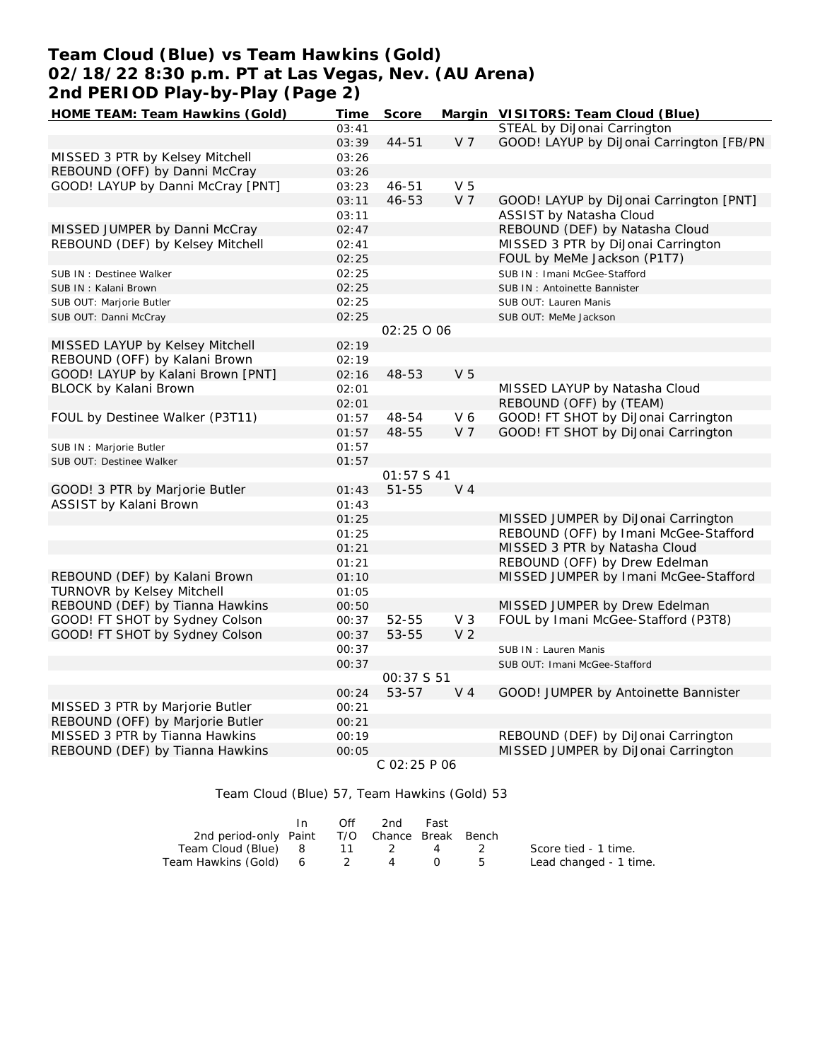# Team Cloud (Blue) vs Team Hawkins (Gold)
## 02/18/22 8:30 p.m. PT at Las Vegas, Nev. (AU Arena)
## 2nd PERIOD Play-by-Play (Page 2)

| HOME TEAM: Team Hawkins (Gold) | Time | Score | Margin | VISITORS: Team Cloud (Blue) |
|---|---|---|---|---|
| | 03:41 | | | STEAL by DiJonai Carrington |
| | 03:39 | 44-51 | V 7 | GOOD! LAYUP by DiJonai Carrington [FB/PN |
| MISSED 3 PTR by Kelsey Mitchell | 03:26 | | | |
| REBOUND (OFF) by Danni McCray | 03:26 | | | |
| GOOD! LAYUP by Danni McCray [PNT] | 03:23 | 46-51 | V 5 | |
| | 03:11 | 46-53 | V 7 | GOOD! LAYUP by DiJonai Carrington [PNT] |
| | 03:11 | | | ASSIST by Natasha Cloud |
| MISSED JUMPER by Danni McCray | 02:47 | | | REBOUND (DEF) by Natasha Cloud |
| REBOUND (DEF) by Kelsey Mitchell | 02:41 | | | MISSED 3 PTR by DiJonai Carrington |
| | 02:25 | | | FOUL by MeMe Jackson (P1T7) |
| SUB IN : Destinee Walker | 02:25 | | | SUB IN : Imani McGee-Stafford |
| SUB IN : Kalani Brown | 02:25 | | | SUB IN : Antoinette Bannister |
| SUB OUT: Marjorie Butler | 02:25 | | | SUB OUT: Lauren Manis |
| SUB OUT: Danni McCray | 02:25 | | | SUB OUT: MeMe Jackson |
| | | 02:25 O 06 | | |
| MISSED LAYUP by Kelsey Mitchell | 02:19 | | | |
| REBOUND (OFF) by Kalani Brown | 02:19 | | | |
| GOOD! LAYUP by Kalani Brown [PNT] | 02:16 | 48-53 | V 5 | |
| BLOCK by Kalani Brown | 02:01 | | | MISSED LAYUP by Natasha Cloud |
| | 02:01 | | | REBOUND (OFF) by (TEAM) |
| FOUL by Destinee Walker (P3T11) | 01:57 | 48-54 | V 6 | GOOD! FT SHOT by DiJonai Carrington |
| | 01:57 | 48-55 | V 7 | GOOD! FT SHOT by DiJonai Carrington |
| SUB IN : Marjorie Butler | 01:57 | | | |
| SUB OUT: Destinee Walker | 01:57 | | | |
| | | 01:57 S 41 | | |
| GOOD! 3 PTR by Marjorie Butler | 01:43 | 51-55 | V 4 | |
| ASSIST by Kalani Brown | 01:43 | | | |
| | 01:25 | | | MISSED JUMPER by DiJonai Carrington |
| | 01:25 | | | REBOUND (OFF) by Imani McGee-Stafford |
| | 01:21 | | | MISSED 3 PTR by Natasha Cloud |
| | 01:21 | | | REBOUND (OFF) by Drew Edelman |
| REBOUND (DEF) by Kalani Brown | 01:10 | | | MISSED JUMPER by Imani McGee-Stafford |
| TURNOVR by Kelsey Mitchell | 01:05 | | | |
| REBOUND (DEF) by Tianna Hawkins | 00:50 | | | MISSED JUMPER by Drew Edelman |
| GOOD! FT SHOT by Sydney Colson | 00:37 | 52-55 | V 3 | FOUL by Imani McGee-Stafford (P3T8) |
| GOOD! FT SHOT by Sydney Colson | 00:37 | 53-55 | V 2 | |
| | 00:37 | | | SUB IN : Lauren Manis |
| | 00:37 | | | SUB OUT: Imani McGee-Stafford |
| | | 00:37 S 51 | | |
| | 00:24 | 53-57 | V 4 | GOOD! JUMPER by Antoinette Bannister |
| MISSED 3 PTR by Marjorie Butler | 00:21 | | | |
| REBOUND (OFF) by Marjorie Butler | 00:21 | | | |
| MISSED 3 PTR by Tianna Hawkins | 00:19 | | | REBOUND (DEF) by DiJonai Carrington |
| REBOUND (DEF) by Tianna Hawkins | 00:05 | | | MISSED JUMPER by DiJonai Carrington |
| | | C 02:25 P 06 | | |

Team Cloud (Blue) 57, Team Hawkins (Gold) 53

| 2nd period-only | In Paint | Off T/O | 2nd Chance | Fast Break | Bench |
|---|---|---|---|---|---|
| Team Cloud (Blue) | 8 | 11 | 2 | 4 | 2 |
| Team Hawkins (Gold) | 6 | 2 | 4 | 0 | 5 |

Score tied - 1 time.
Lead changed - 1 time.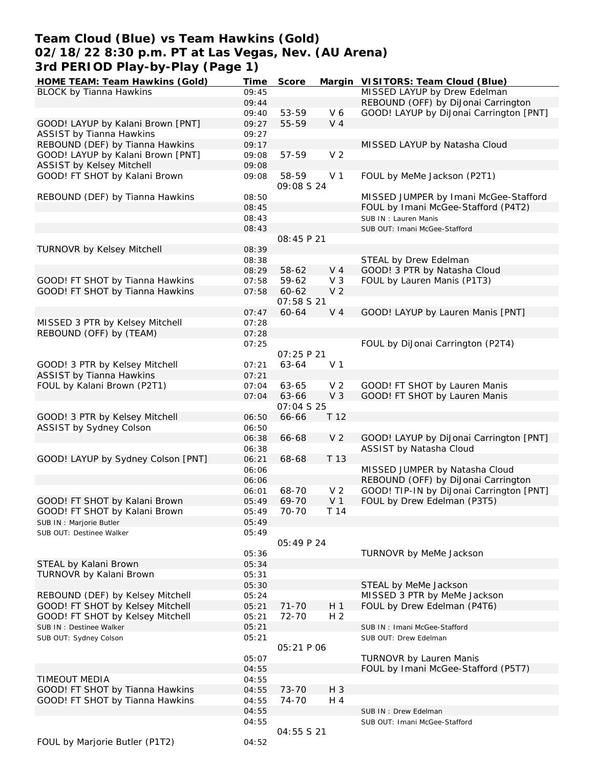# Team Cloud (Blue) vs Team Hawkins (Gold)
## 02/18/22 8:30 p.m. PT at Las Vegas, Nev. (AU Arena)
## 3rd PERIOD Play-by-Play (Page 1)

| HOME TEAM: Team Hawkins (Gold) | Time | Score | Margin | VISITORS: Team Cloud (Blue) |
|---|---|---|---|---|
| BLOCK by Tianna Hawkins | 09:45 | | | MISSED LAYUP by Drew Edelman |
| | 09:44 | | | REBOUND (OFF) by DiJonai Carrington |
| | 09:40 | 53-59 | V 6 | GOOD! LAYUP by DiJonai Carrington [PNT] |
| GOOD! LAYUP by Kalani Brown [PNT] | 09:27 | 55-59 | V 4 | |
| ASSIST by Tianna Hawkins | 09:27 | | | |
| REBOUND (DEF) by Tianna Hawkins | 09:17 | | | MISSED LAYUP by Natasha Cloud |
| GOOD! LAYUP by Kalani Brown [PNT] | 09:08 | 57-59 | V 2 | |
| ASSIST by Kelsey Mitchell | 09:08 | | | |
| GOOD! FT SHOT by Kalani Brown | 09:08 | 58-59 | V 1 | FOUL by MeMe Jackson (P2T1) |
| | | 09:08 S 24 | | |
| REBOUND (DEF) by Tianna Hawkins | 08:50 | | | MISSED JUMPER by Imani McGee-Stafford |
| | 08:45 | | | FOUL by Imani McGee-Stafford (P4T2) |
| | 08:43 | | | SUB IN : Lauren Manis |
| | 08:43 | | | SUB OUT: Imani McGee-Stafford |
| | | 08:45 P 21 | | |
| TURNOVR by Kelsey Mitchell | 08:39 | | | |
| | 08:38 | | | STEAL by Drew Edelman |
| | 08:29 | 58-62 | V 4 | GOOD! 3 PTR by Natasha Cloud |
| GOOD! FT SHOT by Tianna Hawkins | 07:58 | 59-62 | V 3 | FOUL by Lauren Manis (P1T3) |
| GOOD! FT SHOT by Tianna Hawkins | 07:58 | 60-62 | V 2 | |
| | | 07:58 S 21 | | |
| | 07:47 | 60-64 | V 4 | GOOD! LAYUP by Lauren Manis [PNT] |
| MISSED 3 PTR by Kelsey Mitchell | 07:28 | | | |
| REBOUND (OFF) by (TEAM) | 07:28 | | | |
| | 07:25 | | | FOUL by DiJonai Carrington (P2T4) |
| | | 07:25 P 21 | | |
| GOOD! 3 PTR by Kelsey Mitchell | 07:21 | 63-64 | V 1 | |
| ASSIST by Tianna Hawkins | 07:21 | | | |
| FOUL by Kalani Brown (P2T1) | 07:04 | 63-65 | V 2 | GOOD! FT SHOT by Lauren Manis |
| | 07:04 | 63-66 | V 3 | GOOD! FT SHOT by Lauren Manis |
| | | 07:04 S 25 | | |
| GOOD! 3 PTR by Kelsey Mitchell | 06:50 | 66-66 | T 12 | |
| ASSIST by Sydney Colson | 06:50 | | | |
| | 06:38 | 66-68 | V 2 | GOOD! LAYUP by DiJonai Carrington [PNT] |
| | 06:38 | | | ASSIST by Natasha Cloud |
| GOOD! LAYUP by Sydney Colson [PNT] | 06:21 | 68-68 | T 13 | |
| | 06:06 | | | MISSED JUMPER by Natasha Cloud |
| | 06:06 | | | REBOUND (OFF) by DiJonai Carrington |
| | 06:01 | 68-70 | V 2 | GOOD! TIP-IN by DiJonai Carrington [PNT] |
| GOOD! FT SHOT by Kalani Brown | 05:49 | 69-70 | V 1 | FOUL by Drew Edelman (P3T5) |
| GOOD! FT SHOT by Kalani Brown | 05:49 | 70-70 | T 14 | |
| SUB IN : Marjorie Butler | 05:49 | | | |
| SUB OUT: Destinee Walker | 05:49 | | | |
| | | 05:49 P 24 | | |
| | 05:36 | | | TURNOVR by MeMe Jackson |
| STEAL by Kalani Brown | 05:34 | | | |
| TURNOVR by Kalani Brown | 05:31 | | | |
| | 05:30 | | | STEAL by MeMe Jackson |
| REBOUND (DEF) by Kelsey Mitchell | 05:24 | | | MISSED 3 PTR by MeMe Jackson |
| GOOD! FT SHOT by Kelsey Mitchell | 05:21 | 71-70 | H 1 | FOUL by Drew Edelman (P4T6) |
| GOOD! FT SHOT by Kelsey Mitchell | 05:21 | 72-70 | H 2 | |
| SUB IN : Destinee Walker | 05:21 | | | SUB IN : Imani McGee-Stafford |
| SUB OUT: Sydney Colson | 05:21 | | | SUB OUT: Drew Edelman |
| | | 05:21 P 06 | | |
| | 05:07 | | | TURNOVR by Lauren Manis |
| | 04:55 | | | FOUL by Imani McGee-Stafford (P5T7) |
| TIMEOUT MEDIA | 04:55 | | | |
| GOOD! FT SHOT by Tianna Hawkins | 04:55 | 73-70 | H 3 | |
| GOOD! FT SHOT by Tianna Hawkins | 04:55 | 74-70 | H 4 | |
| | 04:55 | | | SUB IN : Drew Edelman |
| | 04:55 | | | SUB OUT: Imani McGee-Stafford |
| | | 04:55 S 21 | | |
| FOUL by Marjorie Butler (P1T2) | 04:52 | | | |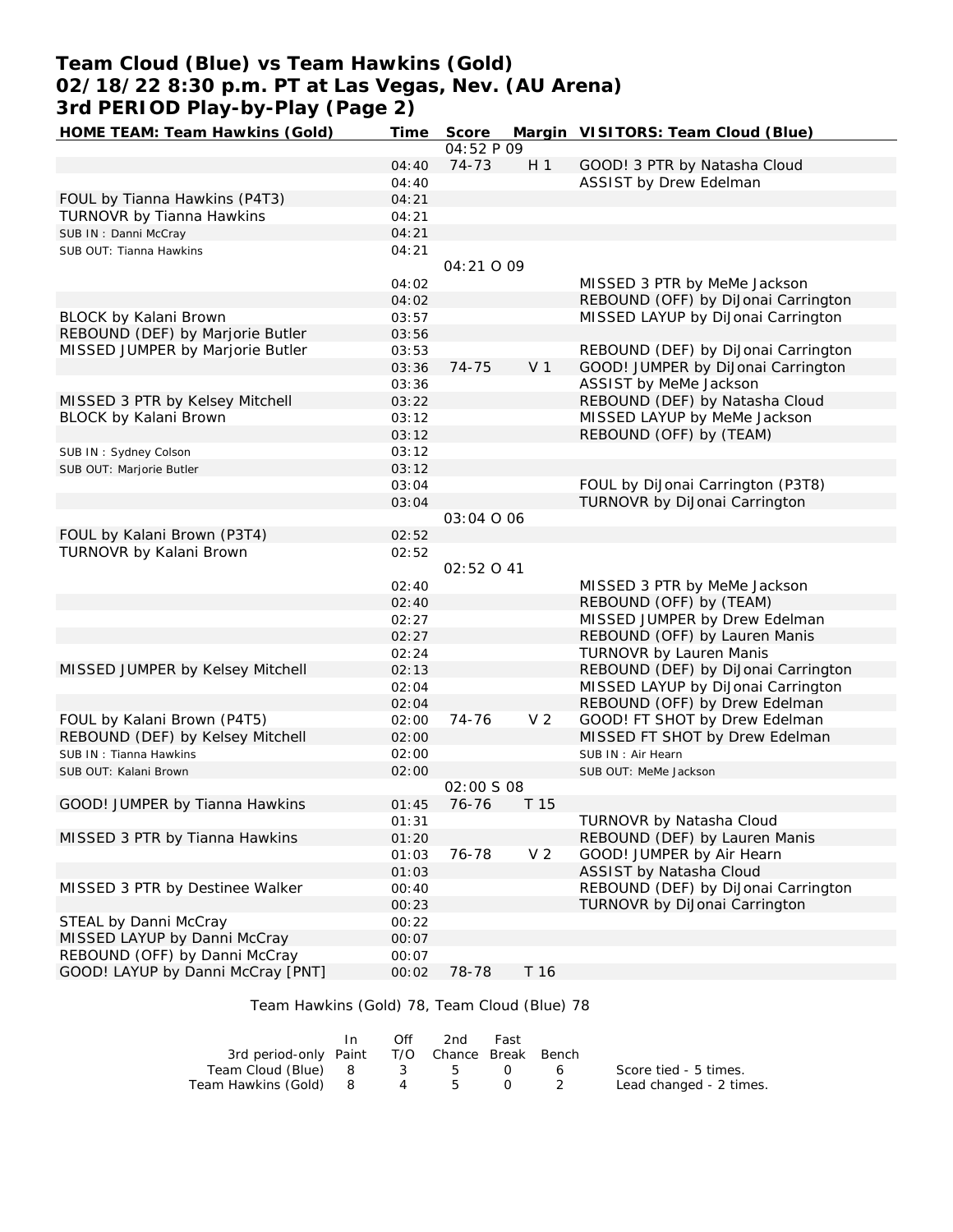# Team Cloud (Blue) vs Team Hawkins (Gold)
## 02/18/22 8:30 p.m. PT at Las Vegas, Nev. (AU Arena)
## 3rd PERIOD Play-by-Play (Page 2)

| HOME TEAM: Team Hawkins (Gold) | Time | Score | Margin | VISITORS: Team Cloud (Blue) |
|---|---|---|---|---|
| | | 04:52 P 09 | | |
| | 04:40 | 74-73 | H 1 | GOOD! 3 PTR by Natasha Cloud |
| | 04:40 | | | ASSIST by Drew Edelman |
| FOUL by Tianna Hawkins (P4T3) | 04:21 | | | |
| TURNOVR by Tianna Hawkins | 04:21 | | | |
| SUB IN : Danni McCray | 04:21 | | | |
| SUB OUT: Tianna Hawkins | 04:21 | | | |
| | | 04:21 O 09 | | |
| | 04:02 | | | MISSED 3 PTR by MeMe Jackson |
| | 04:02 | | | REBOUND (OFF) by DiJonai Carrington |
| BLOCK by Kalani Brown | 03:57 | | | MISSED LAYUP by DiJonai Carrington |
| REBOUND (DEF) by Marjorie Butler | 03:56 | | | |
| MISSED JUMPER by Marjorie Butler | 03:53 | | | REBOUND (DEF) by DiJonai Carrington |
| | 03:36 | 74-75 | V 1 | GOOD! JUMPER by DiJonai Carrington |
| | 03:36 | | | ASSIST by MeMe Jackson |
| MISSED 3 PTR by Kelsey Mitchell | 03:22 | | | REBOUND (DEF) by Natasha Cloud |
| BLOCK by Kalani Brown | 03:12 | | | MISSED LAYUP by MeMe Jackson |
| | 03:12 | | | REBOUND (OFF) by (TEAM) |
| SUB IN : Sydney Colson | 03:12 | | | |
| SUB OUT: Marjorie Butler | 03:12 | | | |
| | 03:04 | | | FOUL by DiJonai Carrington (P3T8) |
| | 03:04 | | | TURNOVR by DiJonai Carrington |
| | | 03:04 O 06 | | |
| FOUL by Kalani Brown (P3T4) | 02:52 | | | |
| TURNOVR by Kalani Brown | 02:52 | | | |
| | | 02:52 O 41 | | |
| | 02:40 | | | MISSED 3 PTR by MeMe Jackson |
| | 02:40 | | | REBOUND (OFF) by (TEAM) |
| | 02:27 | | | MISSED JUMPER by Drew Edelman |
| | 02:27 | | | REBOUND (OFF) by Lauren Manis |
| | 02:24 | | | TURNOVR by Lauren Manis |
| MISSED JUMPER by Kelsey Mitchell | 02:13 | | | REBOUND (DEF) by DiJonai Carrington |
| | 02:04 | | | MISSED LAYUP by DiJonai Carrington |
| | 02:04 | | | REBOUND (OFF) by Drew Edelman |
| FOUL by Kalani Brown (P4T5) | 02:00 | 74-76 | V 2 | GOOD! FT SHOT by Drew Edelman |
| REBOUND (DEF) by Kelsey Mitchell | 02:00 | | | MISSED FT SHOT by Drew Edelman |
| SUB IN : Tianna Hawkins | 02:00 | | | SUB IN : Air Hearn |
| SUB OUT: Kalani Brown | 02:00 | | | SUB OUT: MeMe Jackson |
| | | 02:00 S 08 | | |
| GOOD! JUMPER by Tianna Hawkins | 01:45 | 76-76 | T 15 | |
| | 01:31 | | | TURNOVR by Natasha Cloud |
| MISSED 3 PTR by Tianna Hawkins | 01:20 | | | REBOUND (DEF) by Lauren Manis |
| | 01:03 | 76-78 | V 2 | GOOD! JUMPER by Air Hearn |
| | 01:03 | | | ASSIST by Natasha Cloud |
| MISSED 3 PTR by Destinee Walker | 00:40 | | | REBOUND (DEF) by DiJonai Carrington |
| | 00:23 | | | TURNOVR by DiJonai Carrington |
| STEAL by Danni McCray | 00:22 | | | |
| MISSED LAYUP by Danni McCray | 00:07 | | | |
| REBOUND (OFF) by Danni McCray | 00:07 | | | |
| GOOD! LAYUP by Danni McCray [PNT] | 00:02 | 78-78 | T 16 | |

Team Hawkins (Gold) 78, Team Cloud (Blue) 78

| 3rd period-only | In Paint | Off T/O | 2nd Chance | Fast Break | Bench |
|---|---|---|---|---|---|
| Team Cloud (Blue) | 8 | 3 | 5 | 0 | 6 |
| Team Hawkins (Gold) | 8 | 4 | 5 | 0 | 2 |

Score tied - 5 times.
Lead changed - 2 times.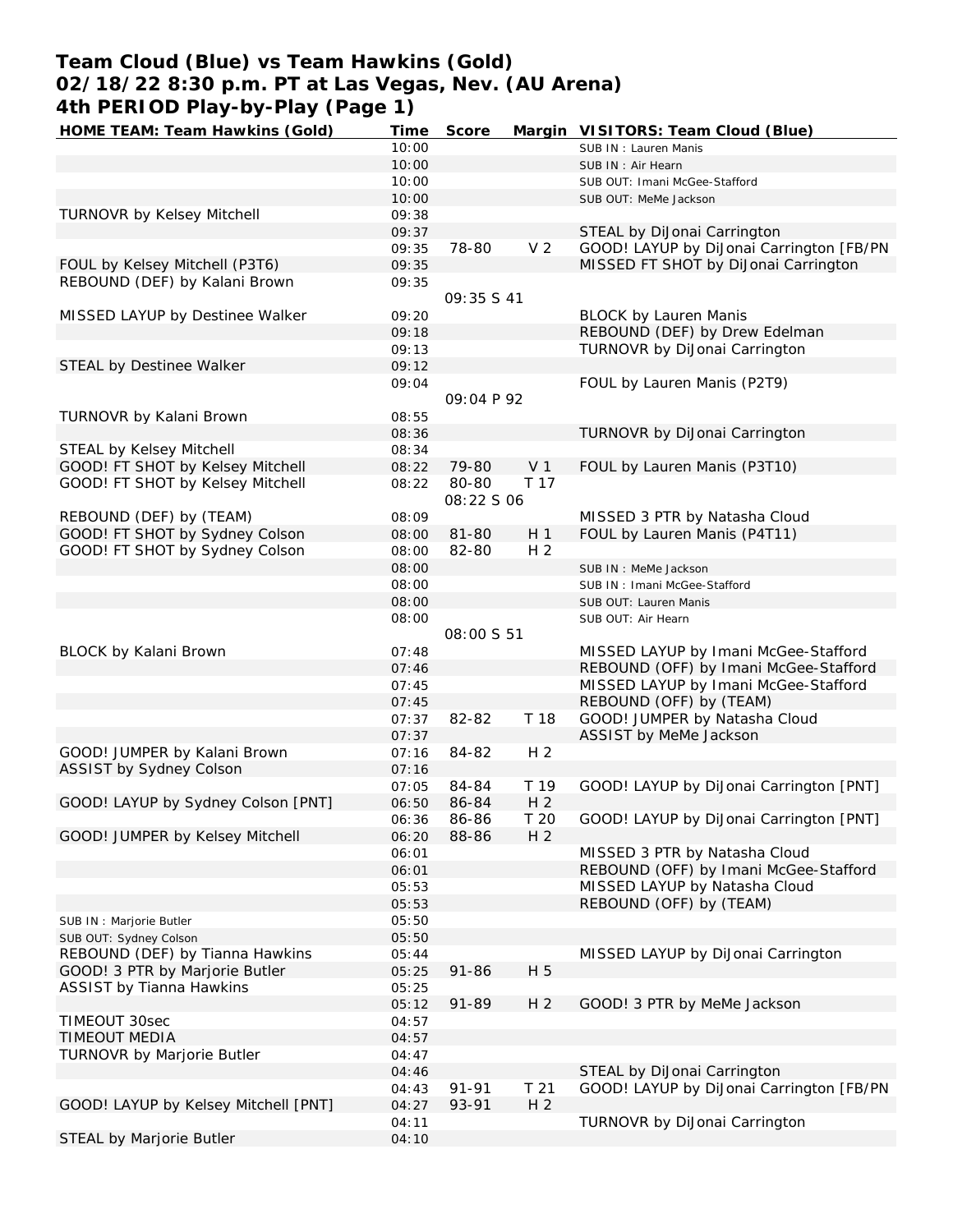# Team Cloud (Blue) vs Team Hawkins (Gold)
## 02/18/22 8:30 p.m. PT at Las Vegas, Nev. (AU Arena)
## 4th PERIOD Play-by-Play (Page 1)

| HOME TEAM: Team Hawkins (Gold) | Time | Score | Margin | VISITORS: Team Cloud (Blue) |
|---|---|---|---|---|
| | 10:00 | | | SUB IN : Lauren Manis |
| | 10:00 | | | SUB IN : Air Hearn |
| | 10:00 | | | SUB OUT: Imani McGee-Stafford |
| | 10:00 | | | SUB OUT: MeMe Jackson |
| TURNOVR by Kelsey Mitchell | 09:38 | | | |
| | 09:37 | | | STEAL by DiJonai Carrington |
| | 09:35 | 78-80 | V 2 | GOOD! LAYUP by DiJonai Carrington [FB/PN |
| FOUL by Kelsey Mitchell (P3T6) | 09:35 | | | MISSED FT SHOT by DiJonai Carrington |
| REBOUND (DEF) by Kalani Brown | 09:35 | | | |
| | | 09:35 S 41 | | |
| MISSED LAYUP by Destinee Walker | 09:20 | | | BLOCK by Lauren Manis |
| | 09:18 | | | REBOUND (DEF) by Drew Edelman |
| | 09:13 | | | TURNOVR by DiJonai Carrington |
| STEAL by Destinee Walker | 09:12 | | | |
| | 09:04 | | | FOUL by Lauren Manis (P2T9) |
| | | 09:04 P 92 | | |
| TURNOVR by Kalani Brown | 08:55 | | | |
| | 08:36 | | | TURNOVR by DiJonai Carrington |
| STEAL by Kelsey Mitchell | 08:34 | | | |
| GOOD! FT SHOT by Kelsey Mitchell | 08:22 | 79-80 | V 1 | FOUL by Lauren Manis (P3T10) |
| GOOD! FT SHOT by Kelsey Mitchell | 08:22 | 80-80 | T 17 | |
| | | 08:22 S 06 | | |
| REBOUND (DEF) by (TEAM) | 08:09 | | | MISSED 3 PTR by Natasha Cloud |
| GOOD! FT SHOT by Sydney Colson | 08:00 | 81-80 | H 1 | FOUL by Lauren Manis (P4T11) |
| GOOD! FT SHOT by Sydney Colson | 08:00 | 82-80 | H 2 | |
| | 08:00 | | | SUB IN : MeMe Jackson |
| | 08:00 | | | SUB IN : Imani McGee-Stafford |
| | 08:00 | | | SUB OUT: Lauren Manis |
| | 08:00 | | | SUB OUT: Air Hearn |
| | | 08:00 S 51 | | |
| BLOCK by Kalani Brown | 07:48 | | | MISSED LAYUP by Imani McGee-Stafford |
| | 07:46 | | | REBOUND (OFF) by Imani McGee-Stafford |
| | 07:45 | | | MISSED LAYUP by Imani McGee-Stafford |
| | 07:45 | | | REBOUND (OFF) by (TEAM) |
| | 07:37 | 82-82 | T 18 | GOOD! JUMPER by Natasha Cloud |
| | 07:37 | | | ASSIST by MeMe Jackson |
| GOOD! JUMPER by Kalani Brown | 07:16 | 84-82 | H 2 | |
| ASSIST by Sydney Colson | 07:16 | | | |
| | 07:05 | 84-84 | T 19 | GOOD! LAYUP by DiJonai Carrington [PNT] |
| GOOD! LAYUP by Sydney Colson [PNT] | 06:50 | 86-84 | H 2 | |
| | 06:36 | 86-86 | T 20 | GOOD! LAYUP by DiJonai Carrington [PNT] |
| GOOD! JUMPER by Kelsey Mitchell | 06:20 | 88-86 | H 2 | |
| | 06:01 | | | MISSED 3 PTR by Natasha Cloud |
| | 06:01 | | | REBOUND (OFF) by Imani McGee-Stafford |
| | 05:53 | | | MISSED LAYUP by Natasha Cloud |
| | 05:53 | | | REBOUND (OFF) by (TEAM) |
| SUB IN : Marjorie Butler | 05:50 | | | |
| SUB OUT: Sydney Colson | 05:50 | | | |
| REBOUND (DEF) by Tianna Hawkins | 05:44 | | | MISSED LAYUP by DiJonai Carrington |
| GOOD! 3 PTR by Marjorie Butler | 05:25 | 91-86 | H 5 | |
| ASSIST by Tianna Hawkins | 05:25 | | | |
| | 05:12 | 91-89 | H 2 | GOOD! 3 PTR by MeMe Jackson |
| TIMEOUT 30sec | 04:57 | | | |
| TIMEOUT MEDIA | 04:57 | | | |
| TURNOVR by Marjorie Butler | 04:47 | | | |
| | 04:46 | | | STEAL by DiJonai Carrington |
| | 04:43 | 91-91 | T 21 | GOOD! LAYUP by DiJonai Carrington [FB/PN |
| GOOD! LAYUP by Kelsey Mitchell [PNT] | 04:27 | 93-91 | H 2 | |
| | 04:11 | | | TURNOVR by DiJonai Carrington |
| STEAL by Marjorie Butler | 04:10 | | | |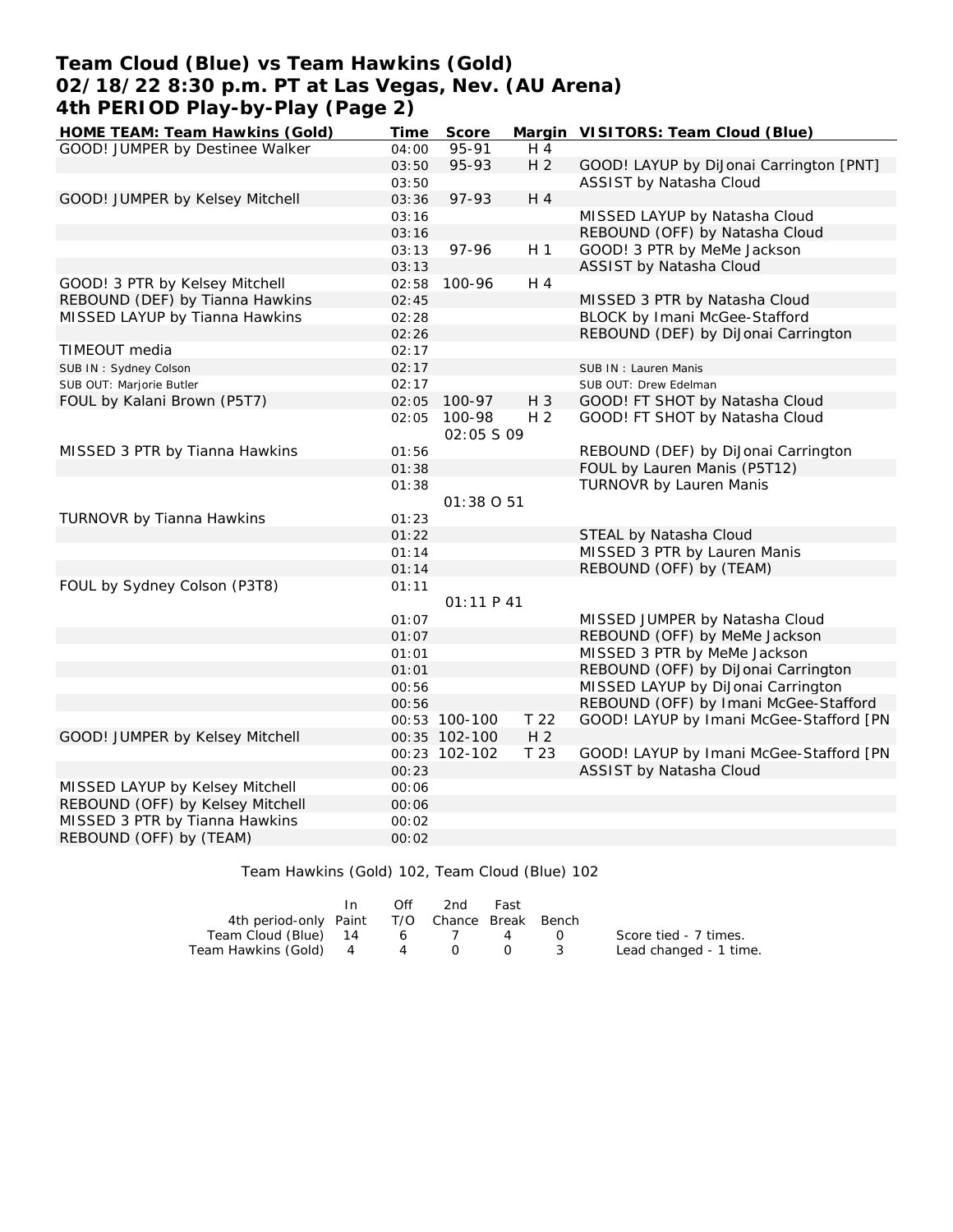# Team Cloud (Blue) vs Team Hawkins (Gold)
## 02/18/22 8:30 p.m. PT at Las Vegas, Nev. (AU Arena)
## 4th PERIOD Play-by-Play (Page 2)

| HOME TEAM: Team Hawkins (Gold) | Time | Score | Margin | VISITORS: Team Cloud (Blue) |
|---|---|---|---|---|
| GOOD! JUMPER by Destinee Walker | 04:00 | 95-91 | H 4 | |
| | 03:50 | 95-93 | H 2 | GOOD! LAYUP by DiJonai Carrington [PNT] |
| | 03:50 | | | ASSIST by Natasha Cloud |
| GOOD! JUMPER by Kelsey Mitchell | 03:36 | 97-93 | H 4 | |
| | 03:16 | | | MISSED LAYUP by Natasha Cloud |
| | 03:16 | | | REBOUND (OFF) by Natasha Cloud |
| | 03:13 | 97-96 | H 1 | GOOD! 3 PTR by MeMe Jackson |
| | 03:13 | | | ASSIST by Natasha Cloud |
| GOOD! 3 PTR by Kelsey Mitchell | 02:58 | 100-96 | H 4 | |
| REBOUND (DEF) by Tianna Hawkins | 02:45 | | | MISSED 3 PTR by Natasha Cloud |
| MISSED LAYUP by Tianna Hawkins | 02:28 | | | BLOCK by Imani McGee-Stafford |
| | 02:26 | | | REBOUND (DEF) by DiJonai Carrington |
| TIMEOUT media | 02:17 | | | |
| SUB IN : Sydney Colson | 02:17 | | | SUB IN : Lauren Manis |
| SUB OUT: Marjorie Butler | 02:17 | | | SUB OUT: Drew Edelman |
| FOUL by Kalani Brown (P5T7) | 02:05 | 100-97 | H 3 | GOOD! FT SHOT by Natasha Cloud |
| | 02:05 | 100-98 | H 2 | GOOD! FT SHOT by Natasha Cloud |
| | | 02:05 S 09 | | |
| MISSED 3 PTR by Tianna Hawkins | 01:56 | | | REBOUND (DEF) by DiJonai Carrington |
| | 01:38 | | | FOUL by Lauren Manis (P5T12) |
| | 01:38 | | | TURNOVR by Lauren Manis |
| | | 01:38 O 51 | | |
| TURNOVR by Tianna Hawkins | 01:23 | | | |
| | 01:22 | | | STEAL by Natasha Cloud |
| | 01:14 | | | MISSED 3 PTR by Lauren Manis |
| | 01:14 | | | REBOUND (OFF) by (TEAM) |
| FOUL by Sydney Colson (P3T8) | 01:11 | | | |
| | | 01:11 P 41 | | |
| | 01:07 | | | MISSED JUMPER by Natasha Cloud |
| | 01:07 | | | REBOUND (OFF) by MeMe Jackson |
| | 01:01 | | | MISSED 3 PTR by MeMe Jackson |
| | 01:01 | | | REBOUND (OFF) by DiJonai Carrington |
| | 00:56 | | | MISSED LAYUP by DiJonai Carrington |
| | 00:56 | | | REBOUND (OFF) by Imani McGee-Stafford |
| | 00:53 | 100-100 | T 22 | GOOD! LAYUP by Imani McGee-Stafford [PN |
| GOOD! JUMPER by Kelsey Mitchell | 00:35 | 102-100 | H 2 | |
| | 00:23 | 102-102 | T 23 | GOOD! LAYUP by Imani McGee-Stafford [PN |
| | 00:23 | | | ASSIST by Natasha Cloud |
| MISSED LAYUP by Kelsey Mitchell | 00:06 | | | |
| REBOUND (OFF) by Kelsey Mitchell | 00:06 | | | |
| MISSED 3 PTR by Tianna Hawkins | 00:02 | | | |
| REBOUND (OFF) by (TEAM) | 00:02 | | | |

Team Hawkins (Gold) 102, Team Cloud (Blue) 102

| 4th period-only | In Paint | Off T/O | 2nd Chance | Fast Break | Bench |
|---|---|---|---|---|---|
| Team Cloud (Blue) | 14 | 6 | 7 | 4 | 0 |
| Team Hawkins (Gold) | 4 | 4 | 0 | 0 | 3 |

Score tied - 7 times.
Lead changed - 1 time.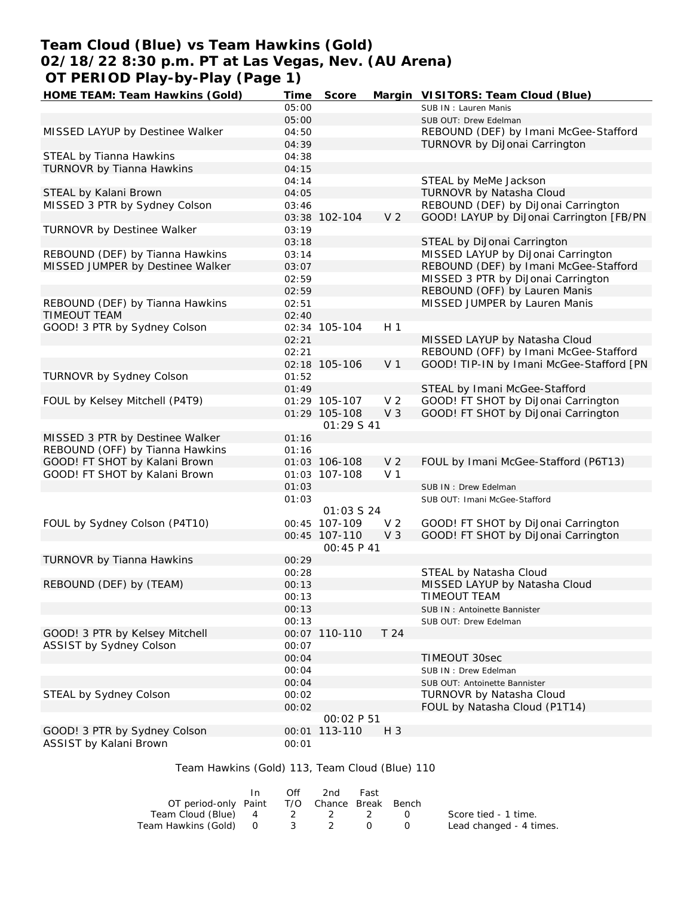# Team Cloud (Blue) vs Team Hawkins (Gold)
## 02/18/22 8:30 p.m. PT at Las Vegas, Nev. (AU Arena)
### OT PERIOD Play-by-Play (Page 1)

| HOME TEAM: Team Hawkins (Gold) | Time | Score | Margin | VISITORS: Team Cloud (Blue) |
|---|---|---|---|---|
| | 05:00 | | | SUB IN : Lauren Manis |
| | 05:00 | | | SUB OUT: Drew Edelman |
| MISSED LAYUP by Destinee Walker | 04:50 | | | REBOUND (DEF) by Imani McGee-Stafford |
| | 04:39 | | | TURNOVR by DiJonai Carrington |
| STEAL by Tianna Hawkins | 04:38 | | | |
| TURNOVR by Tianna Hawkins | 04:15 | | | |
| | 04:14 | | | STEAL by MeMe Jackson |
| STEAL by Kalani Brown | 04:05 | | | TURNOVR by Natasha Cloud |
| MISSED 3 PTR by Sydney Colson | 03:46 | | | REBOUND (DEF) by DiJonai Carrington |
| | 03:38 | 102-104 | V 2 | GOOD! LAYUP by DiJonai Carrington [FB/PN |
| TURNOVR by Destinee Walker | 03:19 | | | |
| | 03:18 | | | STEAL by DiJonai Carrington |
| REBOUND (DEF) by Tianna Hawkins | 03:14 | | | MISSED LAYUP by DiJonai Carrington |
| MISSED JUMPER by Destinee Walker | 03:07 | | | REBOUND (DEF) by Imani McGee-Stafford |
| | 02:59 | | | MISSED 3 PTR by DiJonai Carrington |
| | 02:59 | | | REBOUND (OFF) by Lauren Manis |
| REBOUND (DEF) by Tianna Hawkins | 02:51 | | | MISSED JUMPER by Lauren Manis |
| TIMEOUT TEAM | 02:40 | | | |
| GOOD! 3 PTR by Sydney Colson | 02:34 | 105-104 | H 1 | |
| | 02:21 | | | MISSED LAYUP by Natasha Cloud |
| | 02:21 | | | REBOUND (OFF) by Imani McGee-Stafford |
| | 02:18 | 105-106 | V 1 | GOOD! TIP-IN by Imani McGee-Stafford [PN |
| TURNOVR by Sydney Colson | 01:52 | | | |
| | 01:49 | | | STEAL by Imani McGee-Stafford |
| FOUL by Kelsey Mitchell (P4T9) | 01:29 | 105-107 | V 2 | GOOD! FT SHOT by DiJonai Carrington |
| | 01:29 | 105-108 | V 3 | GOOD! FT SHOT by DiJonai Carrington |
| | | 01:29 S 41 | | |
| MISSED 3 PTR by Destinee Walker | 01:16 | | | |
| REBOUND (OFF) by Tianna Hawkins | 01:16 | | | |
| GOOD! FT SHOT by Kalani Brown | 01:03 | 106-108 | V 2 | FOUL by Imani McGee-Stafford (P6T13) |
| GOOD! FT SHOT by Kalani Brown | 01:03 | 107-108 | V 1 | |
| | 01:03 | | | SUB IN : Drew Edelman |
| | 01:03 | | | SUB OUT: Imani McGee-Stafford |
| | | 01:03 S 24 | | |
| FOUL by Sydney Colson (P4T10) | 00:45 | 107-109 | V 2 | GOOD! FT SHOT by DiJonai Carrington |
| | 00:45 | 107-110 | V 3 | GOOD! FT SHOT by DiJonai Carrington |
| | | 00:45 P 41 | | |
| TURNOVR by Tianna Hawkins | 00:29 | | | |
| | 00:28 | | | STEAL by Natasha Cloud |
| REBOUND (DEF) by (TEAM) | 00:13 | | | MISSED LAYUP by Natasha Cloud |
| | 00:13 | | | TIMEOUT TEAM |
| | 00:13 | | | SUB IN : Antoinette Bannister |
| | 00:13 | | | SUB OUT: Drew Edelman |
| GOOD! 3 PTR by Kelsey Mitchell | 00:07 | 110-110 | T 24 | |
| ASSIST by Sydney Colson | 00:07 | | | |
| | 00:04 | | | TIMEOUT 30sec |
| | 00:04 | | | SUB IN : Drew Edelman |
| | 00:04 | | | SUB OUT: Antoinette Bannister |
| STEAL by Sydney Colson | 00:02 | | | TURNOVR by Natasha Cloud |
| | 00:02 | | | FOUL by Natasha Cloud (P1T14) |
| | | 00:02 P 51 | | |
| GOOD! 3 PTR by Sydney Colson | 00:01 | 113-110 | H 3 | |
| ASSIST by Kalani Brown | 00:01 | | | |

Team Hawkins (Gold) 113, Team Cloud (Blue) 110

| OT period-only | In Paint | Off T/O | 2nd Chance | Fast Break | Bench |
|---|---|---|---|---|---|
| Team Cloud (Blue) | 4 | 2 | 2 | 2 | 0 |
| Team Hawkins (Gold) | 0 | 3 | 2 | 0 | 0 |

Score tied - 1 time.
Lead changed - 4 times.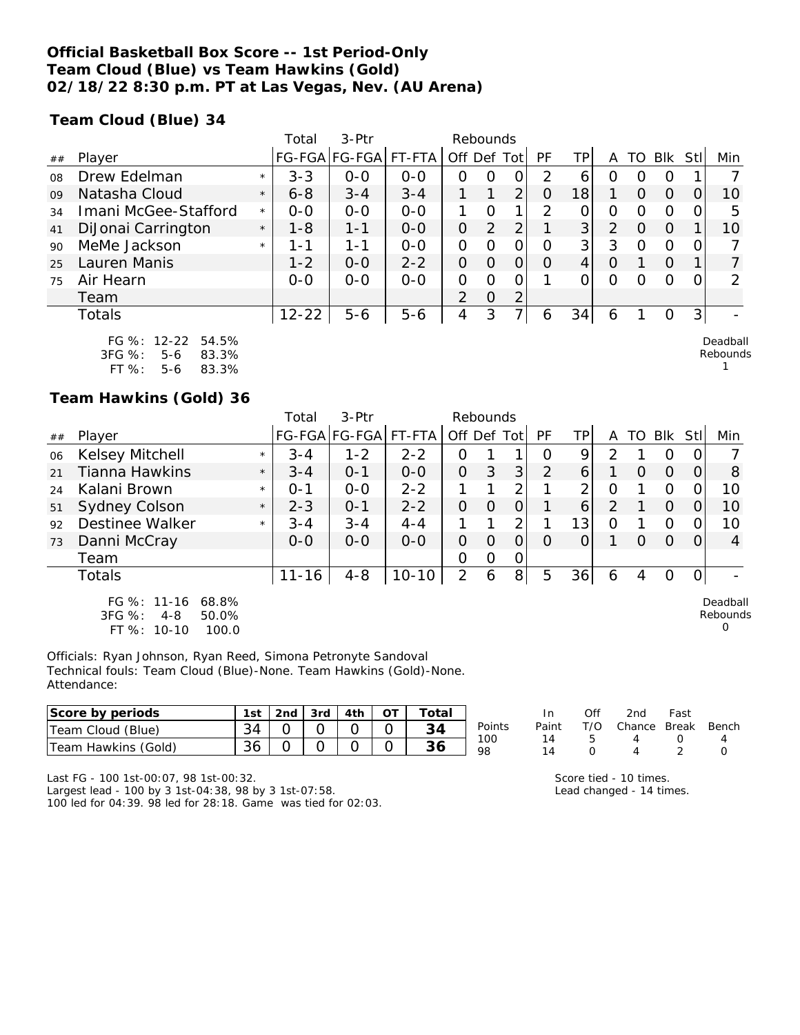**Official Basketball Box Score -- 1st Period-Only**
**Team Cloud (Blue) vs Team Hawkins (Gold)**
**02/18/22 8:30 p.m. PT at Las Vegas, Nev. (AU Arena)**

**Team Cloud (Blue) 34**

| ## | Player | | Total FG-FGA | 3-Ptr FG-FGA | FT-FTA | Rebounds Off | Def | Tot | PF | TP | A | TO | Blk | Stl | Min |
|---|---|---|---|---|---|---|---|---|---|---|---|---|---|---|---|
| 08 | Drew Edelman | * | 3-3 | 0-0 | 0-0 | 0 | 0 | 0 | 2 | 6 | 0 | 0 | 0 | 1 | 7 |
| 09 | Natasha Cloud | * | 6-8 | 3-4 | 3-4 | 1 | 1 | 2 | 0 | 18 | 1 | 0 | 0 | 0 | 10 |
| 34 | Imani McGee-Stafford | * | 0-0 | 0-0 | 0-0 | 1 | 0 | 1 | 2 | 0 | 0 | 0 | 0 | 0 | 5 |
| 41 | DiJonai Carrington | * | 1-8 | 1-1 | 0-0 | 0 | 2 | 2 | 1 | 3 | 2 | 0 | 0 | 1 | 10 |
| 90 | MeMe Jackson | * | 1-1 | 1-1 | 0-0 | 0 | 0 | 0 | 0 | 3 | 3 | 0 | 0 | 0 | 7 |
| 25 | Lauren Manis | | 1-2 | 0-0 | 2-2 | 0 | 0 | 0 | 0 | 4 | 0 | 1 | 0 | 1 | 7 |
| 75 | Air Hearn | | 0-0 | 0-0 | 0-0 | 0 | 0 | 0 | 1 | 0 | 0 | 0 | 0 | 0 | 2 |
| | Team | | | | | 2 | 0 | 2 | | | | | | | |
| | Totals | | 12-22 | 5-6 | 5-6 | 4 | 3 | 7 | 6 | 34 | 6 | 1 | 0 | 3 | - |

FG %: 12-22 54.5%
3FG %: 5-6 83.3%
FT %: 5-6 83.3%

Deadball Rebounds 1

**Team Hawkins (Gold) 36**

| ## | Player | | Total FG-FGA | 3-Ptr FG-FGA | FT-FTA | Rebounds Off | Def | Tot | PF | TP | A | TO | Blk | Stl | Min |
|---|---|---|---|---|---|---|---|---|---|---|---|---|---|---|---|
| 06 | Kelsey Mitchell | * | 3-4 | 1-2 | 2-2 | 0 | 1 | 1 | 0 | 9 | 2 | 1 | 0 | 0 | 7 |
| 21 | Tianna Hawkins | * | 3-4 | 0-1 | 0-0 | 0 | 3 | 3 | 2 | 6 | 1 | 0 | 0 | 0 | 8 |
| 24 | Kalani Brown | * | 0-1 | 0-0 | 2-2 | 1 | 1 | 2 | 1 | 2 | 0 | 1 | 0 | 0 | 10 |
| 51 | Sydney Colson | * | 2-3 | 0-1 | 2-2 | 0 | 0 | 0 | 1 | 6 | 2 | 1 | 0 | 0 | 10 |
| 92 | Destinee Walker | * | 3-4 | 3-4 | 4-4 | 1 | 1 | 2 | 1 | 13 | 0 | 1 | 0 | 0 | 10 |
| 73 | Danni McCray | | 0-0 | 0-0 | 0-0 | 0 | 0 | 0 | 0 | 0 | 1 | 0 | 0 | 0 | 4 |
| | Team | | | | | 0 | 0 | 0 | | | | | | | |
| | Totals | | 11-16 | 4-8 | 10-10 | 2 | 6 | 8 | 5 | 36 | 6 | 4 | 0 | 0 | - |

FG %: 11-16 68.8%
3FG %: 4-8 50.0%
FT %: 10-10 100.0

Deadball Rebounds 0

Officials: Ryan Johnson, Ryan Reed, Simona Petronyte Sandoval
Technical fouls: Team Cloud (Blue)-None. Team Hawkins (Gold)-None.
Attendance:

| Score by periods | 1st | 2nd | 3rd | 4th | OT | Total |
|---|---|---|---|---|---|---|
| Team Cloud (Blue) | 34 | 0 | 0 | 0 | 0 | 34 |
| Team Hawkins (Gold) | 36 | 0 | 0 | 0 | 0 | 36 |

| Points | In Paint | Off T/O | 2nd Chance | Fast Break | Bench |
|---|---|---|---|---|---|
| 100 | 14 | 5 | 4 | 0 | 4 |
| 98 | 14 | 0 | 4 | 2 | 0 |

Last FG - 100 1st-00:07, 98 1st-00:32.
Largest lead - 100 by 3 1st-04:38, 98 by 3 1st-07:58.
100 led for 04:39. 98 led for 28:18. Game was tied for 02:03.

Score tied - 10 times.
Lead changed - 14 times.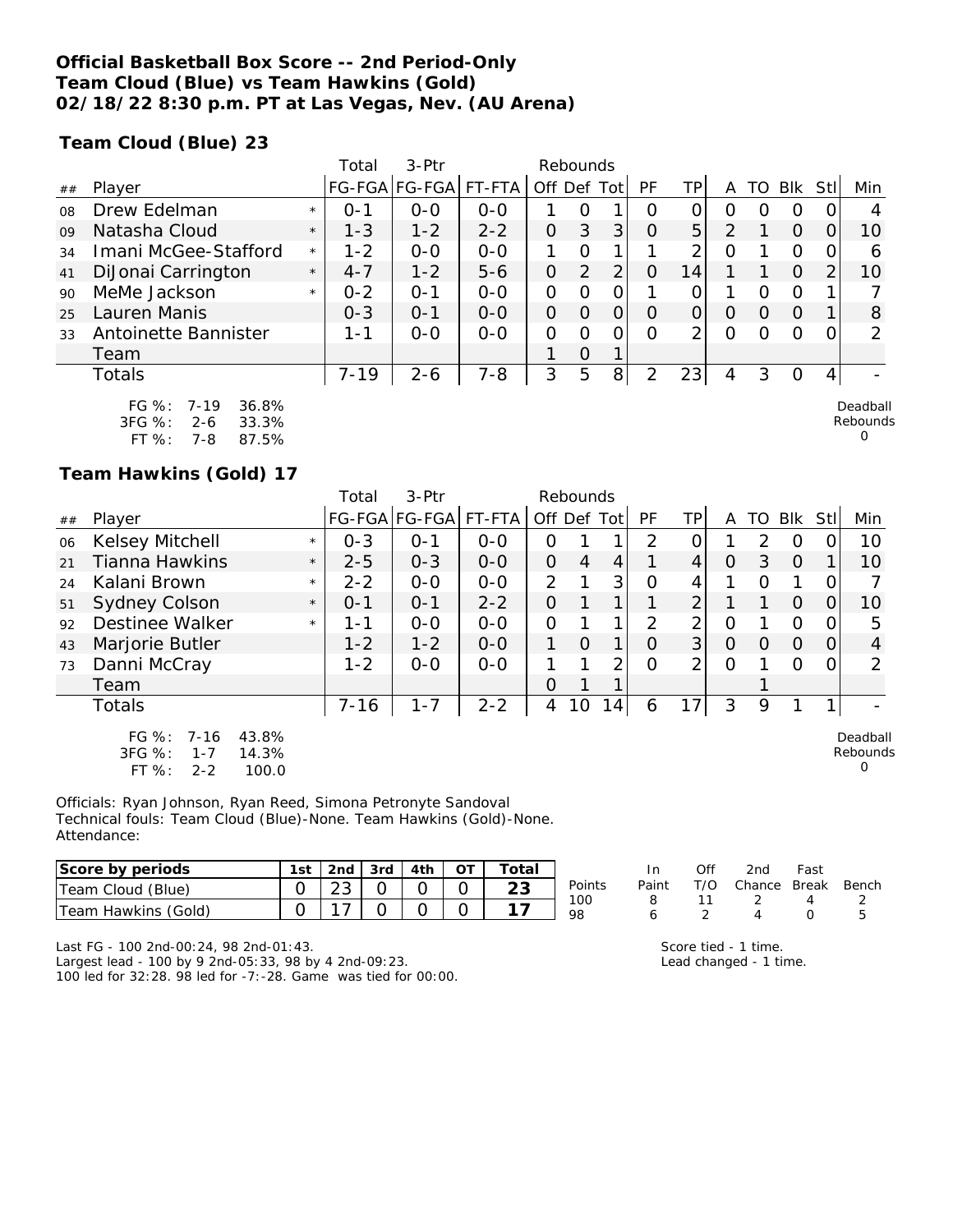**Official Basketball Box Score -- 2nd Period-Only**
**Team Cloud (Blue) vs Team Hawkins (Gold)**
**02/18/22 8:30 p.m. PT at Las Vegas, Nev. (AU Arena)**

**Team Cloud (Blue) 23**

| ## | Player | | Total FG-FGA | 3-Ptr FG-FGA | FT-FTA | Rebounds Off | Def | Tot | PF | TP | A | TO | Blk | Stl | Min |
|---|---|---|---|---|---|---|---|---|---|---|---|---|---|---|---|
| 08 | Drew Edelman | * | 0-1 | 0-0 | 0-0 | 1 | 0 | 1 | 0 | 0 | 0 | 0 | 0 | 0 | 4 |
| 09 | Natasha Cloud | * | 1-3 | 1-2 | 2-2 | 0 | 3 | 3 | 0 | 5 | 2 | 1 | 0 | 0 | 10 |
| 34 | Imani McGee-Stafford | * | 1-2 | 0-0 | 0-0 | 1 | 0 | 1 | 1 | 2 | 0 | 1 | 0 | 0 | 6 |
| 41 | DiJonai Carrington | * | 4-7 | 1-2 | 5-6 | 0 | 2 | 2 | 0 | 14 | 1 | 1 | 0 | 2 | 10 |
| 90 | MeMe Jackson | * | 0-2 | 0-1 | 0-0 | 0 | 0 | 0 | 1 | 0 | 1 | 0 | 0 | 1 | 7 |
| 25 | Lauren Manis | | 0-3 | 0-1 | 0-0 | 0 | 0 | 0 | 0 | 0 | 0 | 0 | 0 | 1 | 8 |
| 33 | Antoinette Bannister | | 1-1 | 0-0 | 0-0 | 0 | 0 | 0 | 0 | 2 | 0 | 0 | 0 | 0 | 2 |
| | Team | | | | | 1 | 0 | 1 | | | | | | | |
| | Totals | | 7-19 | 2-6 | 7-8 | 3 | 5 | 8 | 2 | 23 | 4 | 3 | 0 | 4 | - |

FG %: 7-19 36.8%
3FG %: 2-6 33.3%
FT %: 7-8 87.5%

Deadball Rebounds 0

**Team Hawkins (Gold) 17**

| ## | Player | | Total FG-FGA | 3-Ptr FG-FGA | FT-FTA | Rebounds Off | Def | Tot | PF | TP | A | TO | Blk | Stl | Min |
|---|---|---|---|---|---|---|---|---|---|---|---|---|---|---|---|
| 06 | Kelsey Mitchell | * | 0-3 | 0-1 | 0-0 | 0 | 1 | 1 | 2 | 0 | 1 | 2 | 0 | 0 | 10 |
| 21 | Tianna Hawkins | * | 2-5 | 0-3 | 0-0 | 0 | 4 | 4 | 1 | 4 | 0 | 3 | 0 | 1 | 10 |
| 24 | Kalani Brown | * | 2-2 | 0-0 | 0-0 | 2 | 1 | 3 | 0 | 4 | 1 | 0 | 1 | 0 | 7 |
| 51 | Sydney Colson | * | 0-1 | 0-1 | 2-2 | 0 | 1 | 1 | 1 | 2 | 1 | 1 | 0 | 0 | 10 |
| 92 | Destinee Walker | * | 1-1 | 0-0 | 0-0 | 0 | 1 | 1 | 2 | 2 | 0 | 1 | 0 | 0 | 5 |
| 43 | Marjorie Butler | | 1-2 | 1-2 | 0-0 | 1 | 0 | 1 | 0 | 3 | 0 | 0 | 0 | 0 | 4 |
| 73 | Danni McCray | | 1-2 | 0-0 | 0-0 | 1 | 1 | 2 | 0 | 2 | 0 | 1 | 0 | 0 | 2 |
| | Team | | | | | 0 | 1 | 1 | | | | 1 | | | |
| | Totals | | 7-16 | 1-7 | 2-2 | 4 | 10 | 14 | 6 | 17 | 3 | 9 | 1 | 1 | - |

FG %: 7-16 43.8%
3FG %: 1-7 14.3%
FT %: 2-2 100.0

Deadball Rebounds 0

Officials: Ryan Johnson, Ryan Reed, Simona Petronyte Sandoval
Technical fouls: Team Cloud (Blue)-None. Team Hawkins (Gold)-None.
Attendance:

| Score by periods | 1st | 2nd | 3rd | 4th | OT | Total |
|---|---|---|---|---|---|---|
| Team Cloud (Blue) | 0 | 23 | 0 | 0 | 0 | 23 |
| Team Hawkins (Gold) | 0 | 17 | 0 | 0 | 0 | 17 |

| Points | In Paint | Off T/O | 2nd Chance | Fast Break | Bench |
|---|---|---|---|---|---|
| 100 | 8 | 11 | 2 | 4 | 2 |
| 98 | 6 | 2 | 4 | 0 | 5 |

Last FG - 100 2nd-00:24, 98 2nd-01:43.
Largest lead - 100 by 9 2nd-05:33, 98 by 4 2nd-09:23.
100 led for 32:28. 98 led for -7:-28. Game was tied for 00:00.

Score tied - 1 time.
Lead changed - 1 time.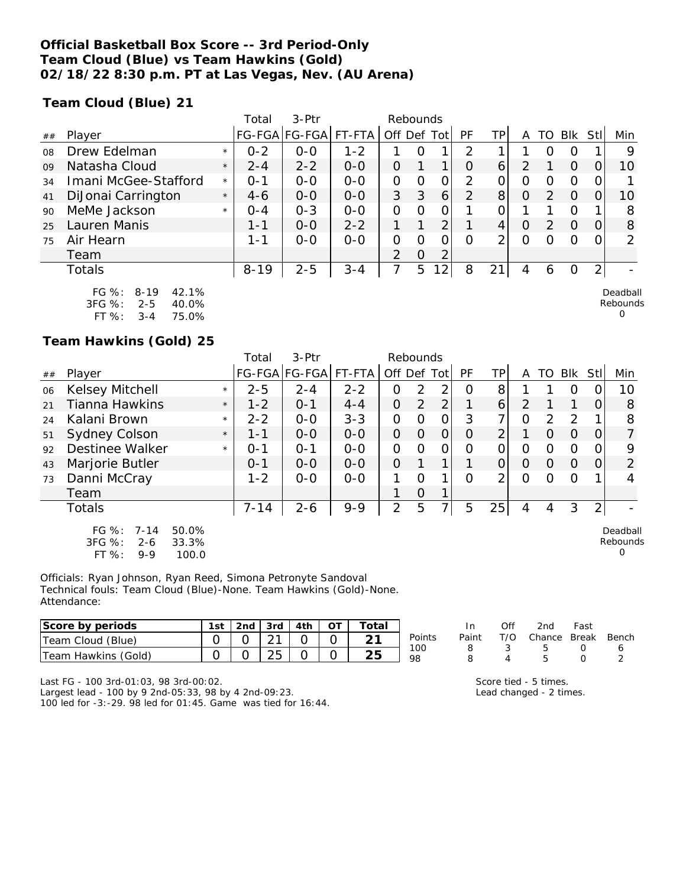**Official Basketball Box Score -- 3rd Period-Only**
**Team Cloud (Blue) vs Team Hawkins (Gold)**
**02/18/22 8:30 p.m. PT at Las Vegas, Nev. (AU Arena)**

**Team Cloud (Blue) 21**

| ## | Player | | Total FG-FGA | 3-Ptr FG-FGA | FT-FTA | Rebounds Off | Def | Tot | PF | TP | A | TO | Blk | Stl | Min |
|---|---|---|---|---|---|---|---|---|---|---|---|---|---|---|---|
| 08 | Drew Edelman | * | 0-2 | 0-0 | 1-2 | 1 | 0 | 1 | 2 | 1 | 1 | 0 | 0 | 1 | 9 |
| 09 | Natasha Cloud | * | 2-4 | 2-2 | 0-0 | 0 | 1 | 1 | 0 | 6 | 2 | 1 | 0 | 0 | 10 |
| 34 | Imani McGee-Stafford | * | 0-1 | 0-0 | 0-0 | 0 | 0 | 0 | 2 | 0 | 0 | 0 | 0 | 0 | 1 |
| 41 | DiJonai Carrington | * | 4-6 | 0-0 | 0-0 | 3 | 3 | 6 | 2 | 8 | 0 | 2 | 0 | 0 | 10 |
| 90 | MeMe Jackson | * | 0-4 | 0-3 | 0-0 | 0 | 0 | 0 | 1 | 0 | 1 | 1 | 0 | 1 | 8 |
| 25 | Lauren Manis | | 1-1 | 0-0 | 2-2 | 1 | 1 | 2 | 1 | 4 | 0 | 2 | 0 | 0 | 8 |
| 75 | Air Hearn | | 1-1 | 0-0 | 0-0 | 0 | 0 | 0 | 0 | 2 | 0 | 0 | 0 | 0 | 2 |
| | Team | | | | | 2 | 0 | 2 | | | | | | | |
| | Totals | | 8-19 | 2-5 | 3-4 | 7 | 5 | 12 | 8 | 21 | 4 | 6 | 0 | 2 | - |

FG %: 8-19 42.1%
3FG %: 2-5 40.0%
FT %: 3-4 75.0%

Deadball Rebounds 0

**Team Hawkins (Gold) 25**

| ## | Player | | Total FG-FGA | 3-Ptr FG-FGA | FT-FTA | Rebounds Off | Def | Tot | PF | TP | A | TO | Blk | Stl | Min |
|---|---|---|---|---|---|---|---|---|---|---|---|---|---|---|---|
| 06 | Kelsey Mitchell | * | 2-5 | 2-4 | 2-2 | 0 | 2 | 2 | 0 | 8 | 1 | 1 | 0 | 0 | 10 |
| 21 | Tianna Hawkins | * | 1-2 | 0-1 | 4-4 | 0 | 2 | 2 | 1 | 6 | 2 | 1 | 1 | 0 | 8 |
| 24 | Kalani Brown | * | 2-2 | 0-0 | 3-3 | 0 | 0 | 0 | 3 | 7 | 0 | 2 | 2 | 1 | 8 |
| 51 | Sydney Colson | * | 1-1 | 0-0 | 0-0 | 0 | 0 | 0 | 0 | 2 | 1 | 0 | 0 | 0 | 7 |
| 92 | Destinee Walker | * | 0-1 | 0-1 | 0-0 | 0 | 0 | 0 | 0 | 0 | 0 | 0 | 0 | 0 | 9 |
| 43 | Marjorie Butler | | 0-1 | 0-0 | 0-0 | 0 | 1 | 1 | 1 | 0 | 0 | 0 | 0 | 0 | 2 |
| 73 | Danni McCray | | 1-2 | 0-0 | 0-0 | 1 | 0 | 1 | 0 | 2 | 0 | 0 | 0 | 1 | 4 |
| | Team | | | | | 1 | 0 | 1 | | | | | | | |
| | Totals | | 7-14 | 2-6 | 9-9 | 2 | 5 | 7 | 5 | 25 | 4 | 4 | 3 | 2 | - |

FG %: 7-14 50.0%
3FG %: 2-6 33.3%
FT %: 9-9 100.0

Deadball Rebounds 0

Officials: Ryan Johnson, Ryan Reed, Simona Petronyte Sandoval
Technical fouls: Team Cloud (Blue)-None. Team Hawkins (Gold)-None.
Attendance:

| Score by periods | 1st | 2nd | 3rd | 4th | OT | Total |
|---|---|---|---|---|---|---|
| Team Cloud (Blue) | 0 | 0 | 21 | 0 | 0 | 21 |
| Team Hawkins (Gold) | 0 | 0 | 25 | 0 | 0 | 25 |

| Points | In Paint | Off T/O | 2nd Chance | Fast Break | Bench |
|---|---|---|---|---|---|
| 100 | 8 | 3 | 5 | 0 | 6 |
| 98 | 8 | 4 | 5 | 0 | 2 |

Last FG - 100 3rd-01:03, 98 3rd-00:02.
Largest lead - 100 by 9 2nd-05:33, 98 by 4 2nd-09:23.
100 led for -3:-29. 98 led for 01:45. Game was tied for 16:44.

Score tied - 5 times.
Lead changed - 2 times.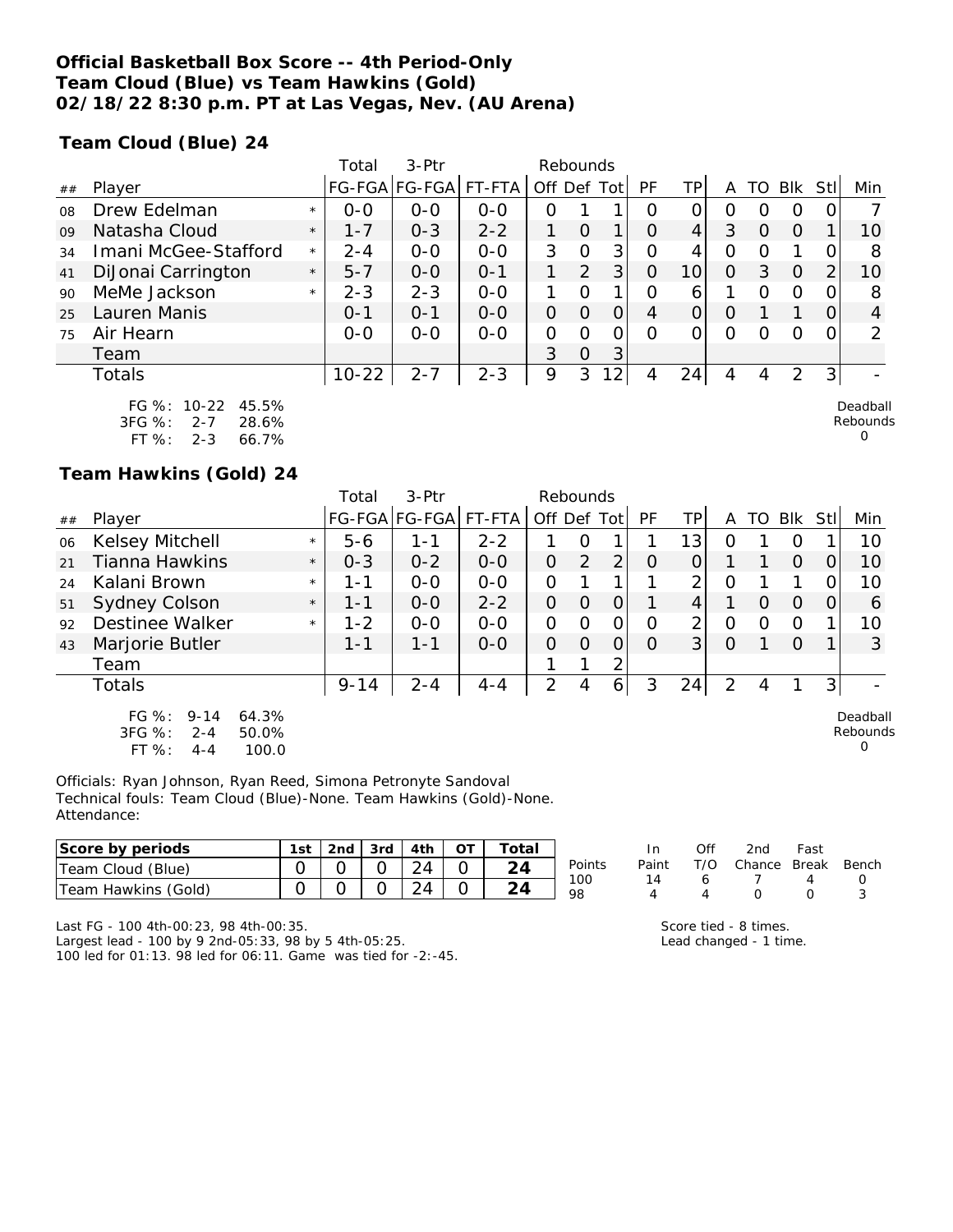**Official Basketball Box Score -- 4th Period-Only**
**Team Cloud (Blue) vs Team Hawkins (Gold)**
**02/18/22 8:30 p.m. PT at Las Vegas, Nev. (AU Arena)**

**Team Cloud (Blue) 24**

| ## | Player | | Total FG-FGA | 3-Ptr FG-FGA | FT-FTA | Off | Def | Tot | PF | TP | A | TO | Blk | Stl | Min |
|---|---|---|---|---|---|---|---|---|---|---|---|---|---|---|---|
| 08 | Drew Edelman | * | 0-0 | 0-0 | 0-0 | 0 | 1 | 1 | 0 | 0 | 0 | 0 | 0 | 0 | 7 |
| 09 | Natasha Cloud | * | 1-7 | 0-3 | 2-2 | 1 | 0 | 1 | 0 | 4 | 3 | 0 | 0 | 1 | 10 |
| 34 | Imani McGee-Stafford | * | 2-4 | 0-0 | 0-0 | 3 | 0 | 3 | 0 | 4 | 0 | 0 | 1 | 0 | 8 |
| 41 | DiJonai Carrington | * | 5-7 | 0-0 | 0-1 | 1 | 2 | 3 | 0 | 10 | 0 | 3 | 0 | 2 | 10 |
| 90 | MeMe Jackson | * | 2-3 | 2-3 | 0-0 | 1 | 0 | 1 | 0 | 6 | 1 | 0 | 0 | 0 | 8 |
| 25 | Lauren Manis | | 0-1 | 0-1 | 0-0 | 0 | 0 | 0 | 4 | 0 | 0 | 1 | 1 | 0 | 4 |
| 75 | Air Hearn | | 0-0 | 0-0 | 0-0 | 0 | 0 | 0 | 0 | 0 | 0 | 0 | 0 | 0 | 2 |
| | Team | | | | | 3 | 0 | 3 | | | | | | | |
| | Totals | | 10-22 | 2-7 | 2-3 | 9 | 3 | 12 | 4 | 24 | 4 | 4 | 2 | 3 | - |

FG %: 10-22 45.5%
3FG %: 2-7 28.6%
FT %: 2-3 66.7%

Deadball Rebounds 0

**Team Hawkins (Gold) 24**

| ## | Player | | Total FG-FGA | 3-Ptr FG-FGA | FT-FTA | Off | Def | Tot | PF | TP | A | TO | Blk | Stl | Min |
|---|---|---|---|---|---|---|---|---|---|---|---|---|---|---|---|
| 06 | Kelsey Mitchell | * | 5-6 | 1-1 | 2-2 | 1 | 0 | 1 | 1 | 13 | 0 | 1 | 0 | 1 | 10 |
| 21 | Tianna Hawkins | * | 0-3 | 0-2 | 0-0 | 0 | 2 | 2 | 0 | 0 | 1 | 1 | 0 | 0 | 10 |
| 24 | Kalani Brown | * | 1-1 | 0-0 | 0-0 | 0 | 1 | 1 | 1 | 2 | 0 | 1 | 1 | 0 | 10 |
| 51 | Sydney Colson | * | 1-1 | 0-0 | 2-2 | 0 | 0 | 0 | 1 | 4 | 1 | 0 | 0 | 0 | 6 |
| 92 | Destinee Walker | * | 1-2 | 0-0 | 0-0 | 0 | 0 | 0 | 0 | 2 | 0 | 0 | 0 | 1 | 10 |
| 43 | Marjorie Butler | | 1-1 | 1-1 | 0-0 | 0 | 0 | 0 | 0 | 3 | 0 | 1 | 0 | 1 | 3 |
| | Team | | | | | 1 | 1 | 2 | | | | | | | |
| | Totals | | 9-14 | 2-4 | 4-4 | 2 | 4 | 6 | 3 | 24 | 2 | 4 | 1 | 3 | - |

FG %: 9-14 64.3%
3FG %: 2-4 50.0%
FT %: 4-4 100.0

Deadball Rebounds 0

Officials: Ryan Johnson, Ryan Reed, Simona Petronyte Sandoval
Technical fouls: Team Cloud (Blue)-None. Team Hawkins (Gold)-None.
Attendance:

| Score by periods | 1st | 2nd | 3rd | 4th | OT | Total |
|---|---|---|---|---|---|---|
| Team Cloud (Blue) | 0 | 0 | 0 | 24 | 0 | 24 |
| Team Hawkins (Gold) | 0 | 0 | 0 | 24 | 0 | 24 |

| Points | In Paint | Off T/O | 2nd Chance | Fast Break | Bench |
|---|---|---|---|---|---|
| 100 | 14 | 6 | 7 | 4 | 0 |
| 98 | 4 | 4 | 0 | 0 | 3 |

Last FG - 100 4th-00:23, 98 4th-00:35.
Largest lead - 100 by 9 2nd-05:33, 98 by 5 4th-05:25.
100 led for 01:13. 98 led for 06:11. Game was tied for -2:-45.

Score tied - 8 times.
Lead changed - 1 time.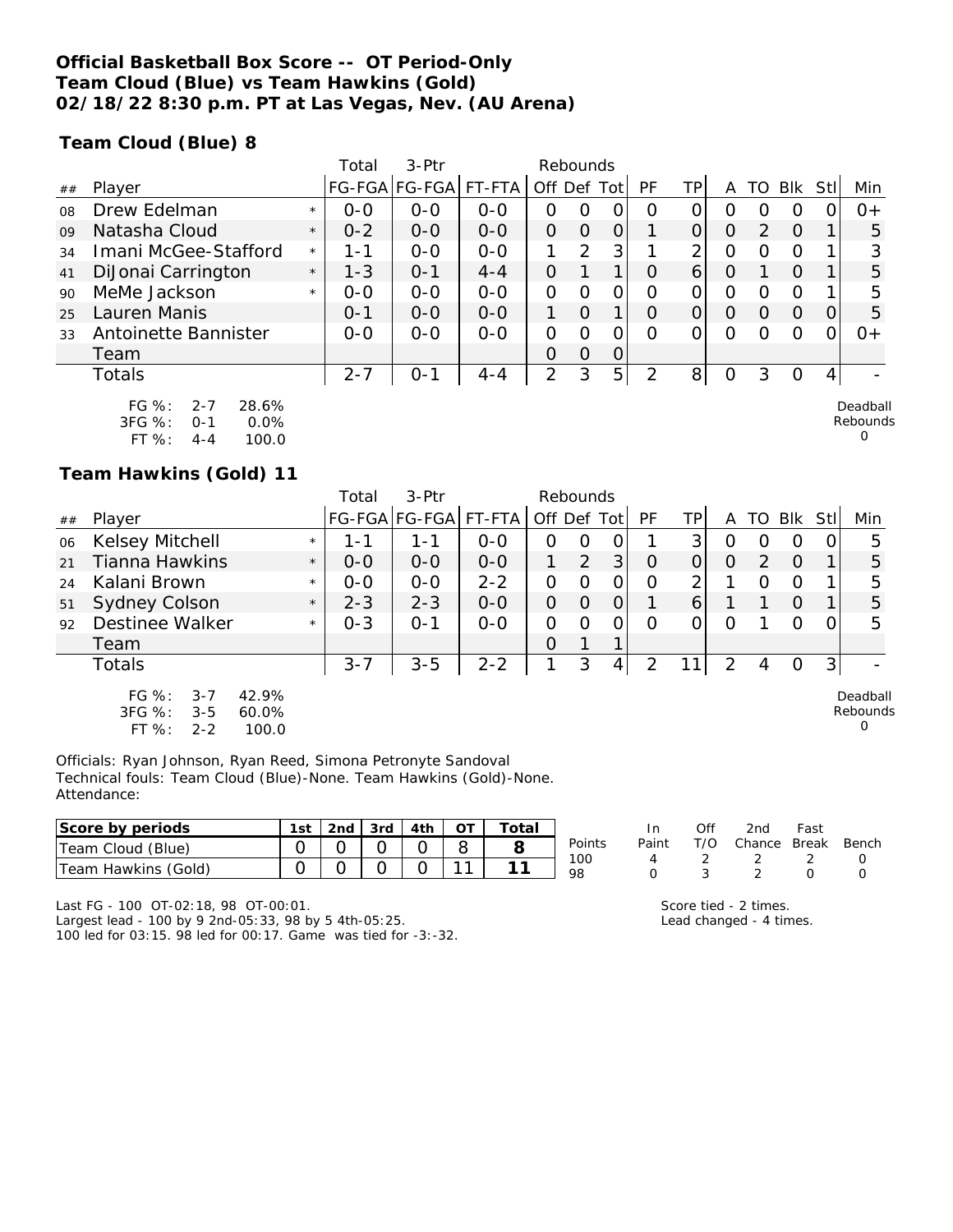**Official Basketball Box Score -- OT Period-Only**
**Team Cloud (Blue) vs Team Hawkins (Gold)**
**02/18/22 8:30 p.m. PT at Las Vegas, Nev. (AU Arena)**

**Team Cloud (Blue) 8**

| ## | Player | | Total FG-FGA | 3-Ptr FG-FGA | FT-FTA | Rebounds Off | Def | Tot | PF | TP | A | TO | Blk | Stl | Min |
|---|---|---|---|---|---|---|---|---|---|---|---|---|---|---|---|
| 08 | Drew Edelman | * | 0-0 | 0-0 | 0-0 | 0 | 0 | 0 | 0 | 0 | 0 | 0 | 0 | 0 | 0+ |
| 09 | Natasha Cloud | * | 0-2 | 0-0 | 0-0 | 0 | 0 | 0 | 1 | 0 | 0 | 2 | 0 | 1 | 5 |
| 34 | Imani McGee-Stafford | * | 1-1 | 0-0 | 0-0 | 1 | 2 | 3 | 1 | 2 | 0 | 0 | 0 | 1 | 3 |
| 41 | DiJonai Carrington | * | 1-3 | 0-1 | 4-4 | 0 | 1 | 1 | 0 | 6 | 0 | 1 | 0 | 1 | 5 |
| 90 | MeMe Jackson | * | 0-0 | 0-0 | 0-0 | 0 | 0 | 0 | 0 | 0 | 0 | 0 | 0 | 1 | 5 |
| 25 | Lauren Manis | | 0-1 | 0-0 | 0-0 | 1 | 0 | 1 | 0 | 0 | 0 | 0 | 0 | 0 | 5 |
| 33 | Antoinette Bannister | | 0-0 | 0-0 | 0-0 | 0 | 0 | 0 | 0 | 0 | 0 | 0 | 0 | 0 | 0+ |
| | Team | | | | | 0 | 0 | 0 | | | | | | | |
| | Totals | | 2-7 | 0-1 | 4-4 | 2 | 3 | 5 | 2 | 8 | 0 | 3 | 0 | 4 | - |

FG %: 2-7 28.6%
3FG %: 0-1 0.0%
FT %: 4-4 100.0

Deadball Rebounds 0

**Team Hawkins (Gold) 11**

| ## | Player | | Total FG-FGA | 3-Ptr FG-FGA | FT-FTA | Rebounds Off | Def | Tot | PF | TP | A | TO | Blk | Stl | Min |
|---|---|---|---|---|---|---|---|---|---|---|---|---|---|---|---|
| 06 | Kelsey Mitchell | * | 1-1 | 1-1 | 0-0 | 0 | 0 | 0 | 1 | 3 | 0 | 0 | 0 | 0 | 5 |
| 21 | Tianna Hawkins | * | 0-0 | 0-0 | 0-0 | 1 | 2 | 3 | 0 | 0 | 0 | 2 | 0 | 1 | 5 |
| 24 | Kalani Brown | * | 0-0 | 0-0 | 2-2 | 0 | 0 | 0 | 0 | 2 | 1 | 0 | 0 | 1 | 5 |
| 51 | Sydney Colson | * | 2-3 | 2-3 | 0-0 | 0 | 0 | 0 | 1 | 6 | 1 | 1 | 0 | 1 | 5 |
| 92 | Destinee Walker | * | 0-3 | 0-1 | 0-0 | 0 | 0 | 0 | 0 | 0 | 0 | 1 | 0 | 0 | 5 |
| | Team | | | | | 0 | 1 | 1 | | | | | | | |
| | Totals | | 3-7 | 3-5 | 2-2 | 1 | 3 | 4 | 2 | 11 | 2 | 4 | 0 | 3 | - |

FG %: 3-7 42.9%
3FG %: 3-5 60.0%
FT %: 2-2 100.0

Deadball Rebounds 0

Officials: Ryan Johnson, Ryan Reed, Simona Petronyte Sandoval
Technical fouls: Team Cloud (Blue)-None. Team Hawkins (Gold)-None.
Attendance:

| Score by periods | 1st | 2nd | 3rd | 4th | OT | Total |
|---|---|---|---|---|---|---|
| Team Cloud (Blue) | 0 | 0 | 0 | 0 | 8 | 8 |
| Team Hawkins (Gold) | 0 | 0 | 0 | 0 | 11 | 11 |

| Points | In Paint | Off T/O | 2nd Chance | Fast Break | Bench |
|---|---|---|---|---|---|
| 100 | 4 | 2 | 2 | 2 | 0 |
| 98 | 0 | 3 | 2 | 0 | 0 |

Last FG - 100 OT-02:18, 98 OT-00:01.
Largest lead - 100 by 9 2nd-05:33, 98 by 5 4th-05:25.
100 led for 03:15. 98 led for 00:17. Game was tied for -3:-32.

Score tied - 2 times.
Lead changed - 4 times.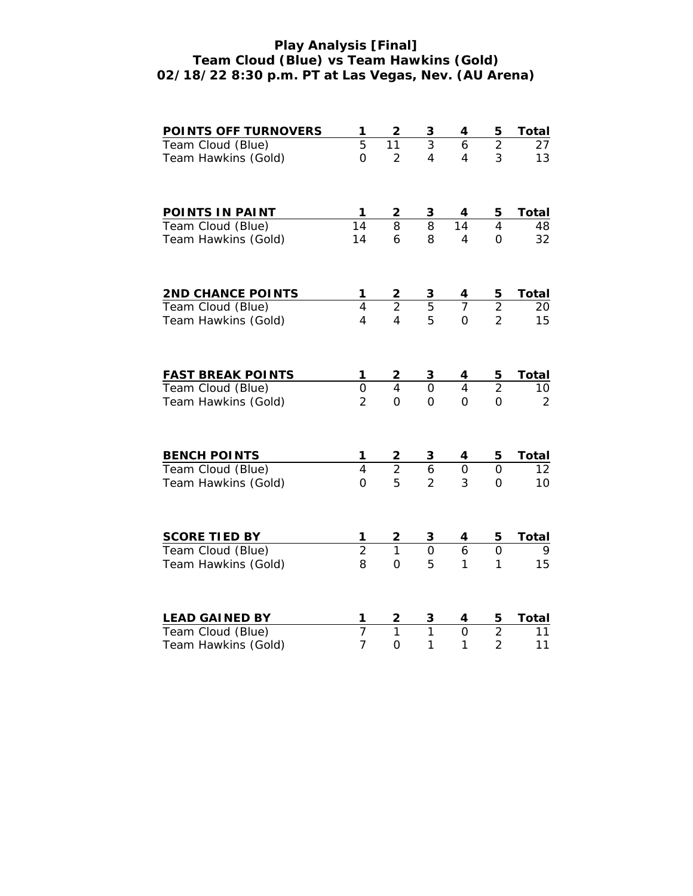**Play Analysis [Final]**
**Team Cloud (Blue) vs Team Hawkins (Gold)**
**02/18/22 8:30 p.m. PT at Las Vegas, Nev. (AU Arena)**

| POINTS OFF TURNOVERS | 1 | 2 | 3 | 4 | 5 | Total |
|---|---|---|---|---|---|---|
| Team Cloud (Blue) | 5 | 11 | 3 | 6 | 2 | 27 |
| Team Hawkins (Gold) | 0 | 2 | 4 | 4 | 3 | 13 |

| POINTS IN PAINT | 1 | 2 | 3 | 4 | 5 | Total |
|---|---|---|---|---|---|---|
| Team Cloud (Blue) | 14 | 8 | 8 | 14 | 4 | 48 |
| Team Hawkins (Gold) | 14 | 6 | 8 | 4 | 0 | 32 |

| 2ND CHANCE POINTS | 1 | 2 | 3 | 4 | 5 | Total |
|---|---|---|---|---|---|---|
| Team Cloud (Blue) | 4 | 2 | 5 | 7 | 2 | 20 |
| Team Hawkins (Gold) | 4 | 4 | 5 | 0 | 2 | 15 |

| FAST BREAK POINTS | 1 | 2 | 3 | 4 | 5 | Total |
|---|---|---|---|---|---|---|
| Team Cloud (Blue) | 0 | 4 | 0 | 4 | 2 | 10 |
| Team Hawkins (Gold) | 2 | 0 | 0 | 0 | 0 | 2 |

| BENCH POINTS | 1 | 2 | 3 | 4 | 5 | Total |
|---|---|---|---|---|---|---|
| Team Cloud (Blue) | 4 | 2 | 6 | 0 | 0 | 12 |
| Team Hawkins (Gold) | 0 | 5 | 2 | 3 | 0 | 10 |

| SCORE TIED BY | 1 | 2 | 3 | 4 | 5 | Total |
|---|---|---|---|---|---|---|
| Team Cloud (Blue) | 2 | 1 | 0 | 6 | 0 | 9 |
| Team Hawkins (Gold) | 8 | 0 | 5 | 1 | 1 | 15 |

| LEAD GAINED BY | 1 | 2 | 3 | 4 | 5 | Total |
|---|---|---|---|---|---|---|
| Team Cloud (Blue) | 7 | 1 | 1 | 0 | 2 | 11 |
| Team Hawkins (Gold) | 7 | 0 | 1 | 1 | 2 | 11 |